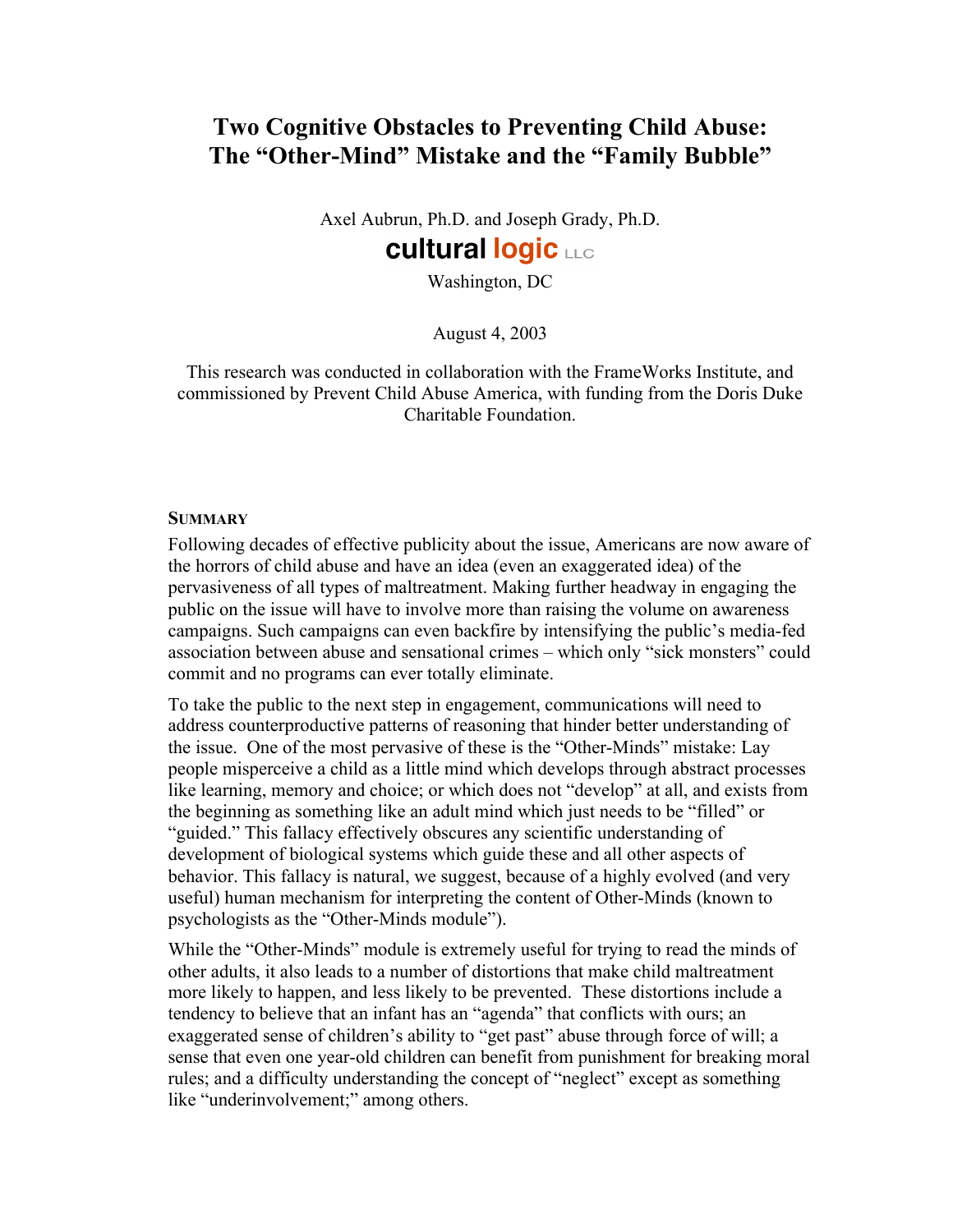# Two Cognitive Obstacles to Preventing Child Abuse: The "Other-Mind" Mistake and the "Family Bubble"

Axel Aubrun, Ph.D. and Joseph Grady, Ph.D.

**cultural logic** LLC

Washington, DC

August 4, 2003

This research was conducted in collaboration with the FrameWorks Institute, and commissioned by Prevent Child Abuse America, with funding from the Doris Duke Charitable Foundation.

## SUMMARY

Following decades of effective publicity about the issue, Americans are now aware of the horrors of child abuse and have an idea (even an exaggerated idea) of the pervasiveness of all types of maltreatment. Making further headway in engaging the public on the issue will have to involve more than raising the volume on awareness campaigns. Such campaigns can even backfire by intensifying the public's media-fed association between abuse and sensational crimes – which only "sick monsters" could commit and no programs can ever totally eliminate.

To take the public to the next step in engagement, communications will need to address counterproductive patterns of reasoning that hinder better understanding of the issue. One of the most pervasive of these is the "Other-Minds" mistake: Lay people misperceive a child as a little mind which develops through abstract processes like learning, memory and choice; or which does not "develop" at all, and exists from the beginning as something like an adult mind which just needs to be "filled" or "guided." This fallacy effectively obscures any scientific understanding of development of biological systems which guide these and all other aspects of behavior. This fallacy is natural, we suggest, because of a highly evolved (and very useful) human mechanism for interpreting the content of Other-Minds (known to psychologists as the "Other-Minds module").

While the "Other-Minds" module is extremely useful for trying to read the minds of other adults, it also leads to a number of distortions that make child maltreatment more likely to happen, and less likely to be prevented. These distortions include a tendency to believe that an infant has an "agenda" that conflicts with ours; an exaggerated sense of children's ability to "get past" abuse through force of will; a sense that even one year-old children can benefit from punishment for breaking moral rules; and a difficulty understanding the concept of "neglect" except as something like "underinvolvement;" among others.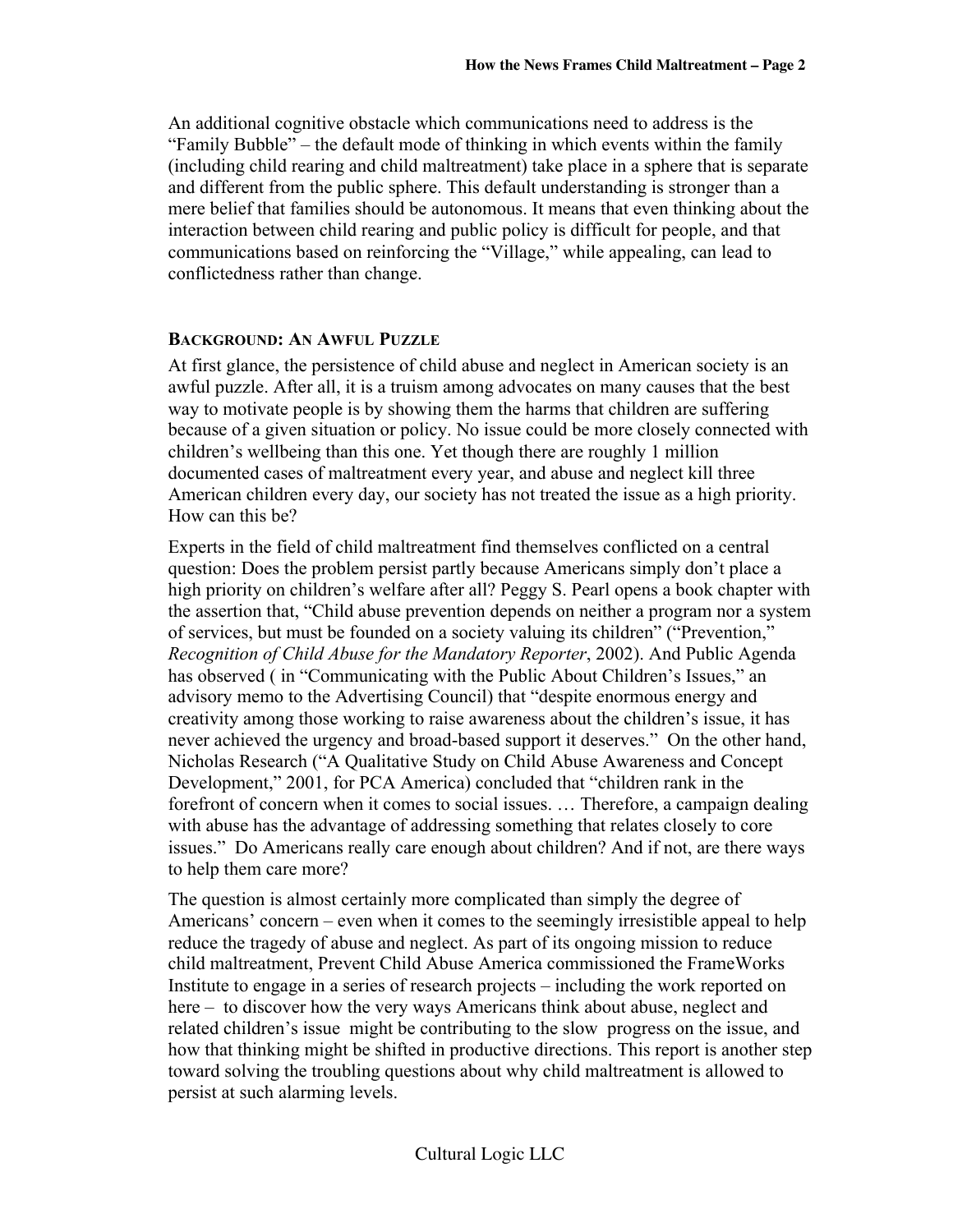An additional cognitive obstacle which communications need to address is the "Family Bubble" – the default mode of thinking in which events within the family (including child rearing and child maltreatment) take place in a sphere that is separate and different from the public sphere. This default understanding is stronger than a mere belief that families should be autonomous. It means that even thinking about the interaction between child rearing and public policy is difficult for people, and that communications based on reinforcing the "Village," while appealing, can lead to conflictedness rather than change.

## BACKGROUND: AN AWFUL PUZZLE

At first glance, the persistence of child abuse and neglect in American society is an awful puzzle. After all, it is a truism among advocates on many causes that the best way to motivate people is by showing them the harms that children are suffering because of a given situation or policy. No issue could be more closely connected with children's wellbeing than this one. Yet though there are roughly 1 million documented cases of maltreatment every year, and abuse and neglect kill three American children every day, our society has not treated the issue as a high priority. How can this be?

Experts in the field of child maltreatment find themselves conflicted on a central question: Does the problem persist partly because Americans simply don't place a high priority on children's welfare after all? Peggy S. Pearl opens a book chapter with the assertion that, "Child abuse prevention depends on neither a program nor a system of services, but must be founded on a society valuing its children" ("Prevention," *Recognition of Child Abuse for the Mandatory Reporter*, 2002). And Public Agenda has observed ( in "Communicating with the Public About Children's Issues," an advisory memo to the Advertising Council) that "despite enormous energy and creativity among those working to raise awareness about the children's issue, it has never achieved the urgency and broad-based support it deserves." On the other hand, Nicholas Research ("A Qualitative Study on Child Abuse Awareness and Concept Development," 2001, for PCA America) concluded that "children rank in the forefront of concern when it comes to social issues. … Therefore, a campaign dealing with abuse has the advantage of addressing something that relates closely to core issues." Do Americans really care enough about children? And if not, are there ways to help them care more?

The question is almost certainly more complicated than simply the degree of Americans' concern – even when it comes to the seemingly irresistible appeal to help reduce the tragedy of abuse and neglect. As part of its ongoing mission to reduce child maltreatment, Prevent Child Abuse America commissioned the FrameWorks Institute to engage in a series of research projects – including the work reported on here – to discover how the very ways Americans think about abuse, neglect and related children's issue might be contributing to the slow progress on the issue, and how that thinking might be shifted in productive directions. This report is another step toward solving the troubling questions about why child maltreatment is allowed to persist at such alarming levels.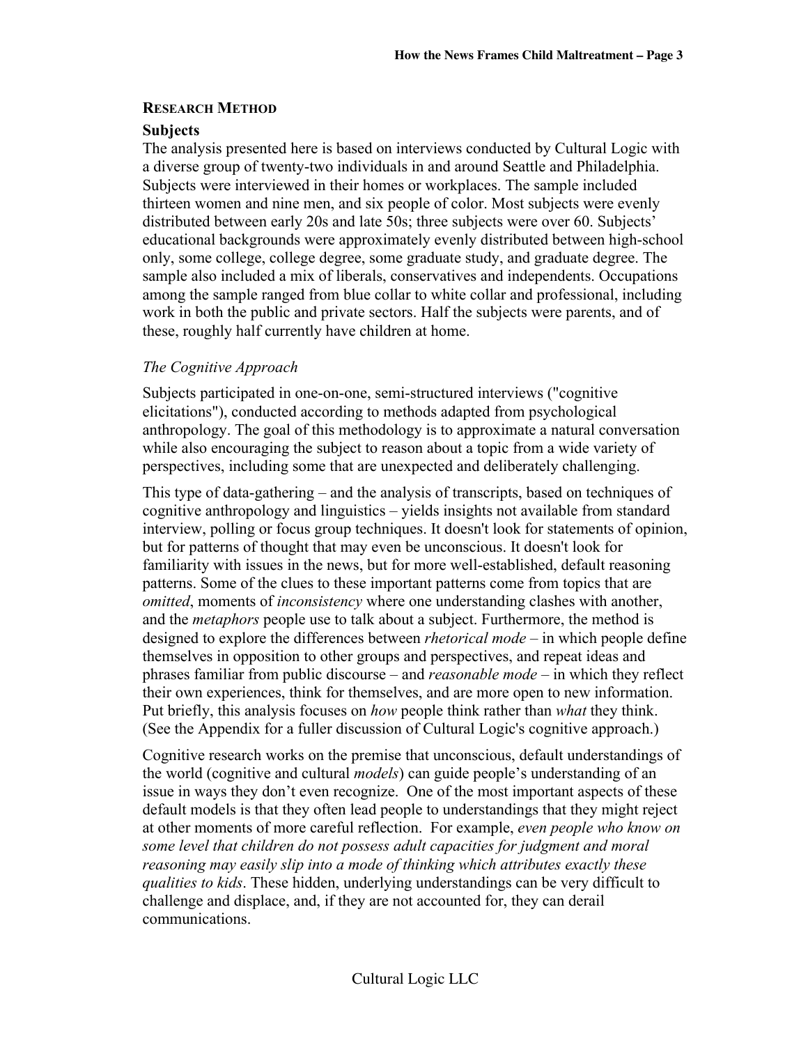## RESEARCH METHOD

### Subjects

The analysis presented here is based on interviews conducted by Cultural Logic with a diverse group of twenty-two individuals in and around Seattle and Philadelphia. Subjects were interviewed in their homes or workplaces. The sample included thirteen women and nine men, and six people of color. Most subjects were evenly distributed between early 20s and late 50s; three subjects were over 60. Subjects' educational backgrounds were approximately evenly distributed between high-school only, some college, college degree, some graduate study, and graduate degree. The sample also included a mix of liberals, conservatives and independents. Occupations among the sample ranged from blue collar to white collar and professional, including work in both the public and private sectors. Half the subjects were parents, and of these, roughly half currently have children at home.

#### *The Cognitive Approach*

Subjects participated in one-on-one, semi-structured interviews ("cognitive elicitations"), conducted according to methods adapted from psychological anthropology. The goal of this methodology is to approximate a natural conversation while also encouraging the subject to reason about a topic from a wide variety of perspectives, including some that are unexpected and deliberately challenging.

This type of data-gathering – and the analysis of transcripts, based on techniques of cognitive anthropology and linguistics – yields insights not available from standard interview, polling or focus group techniques. It doesn't look for statements of opinion, but for patterns of thought that may even be unconscious. It doesn't look for familiarity with issues in the news, but for more well-established, default reasoning patterns. Some of the clues to these important patterns come from topics that are *omitted*, moments of *inconsistency* where one understanding clashes with another, and the *metaphors* people use to talk about a subject. Furthermore, the method is designed to explore the differences between *rhetorical mode* – in which people define themselves in opposition to other groups and perspectives, and repeat ideas and phrases familiar from public discourse – and *reasonable mode* – in which they reflect their own experiences, think for themselves, and are more open to new information. Put briefly, this analysis focuses on *how* people think rather than *what* they think. (See the Appendix for a fuller discussion of Cultural Logic's cognitive approach.)

Cognitive research works on the premise that unconscious, default understandings of the world (cognitive and cultural *models*) can guide people's understanding of an issue in ways they don't even recognize. One of the most important aspects of these default models is that they often lead people to understandings that they might reject at other moments of more careful reflection. For example, *even people who know on some level that children do not possess adult capacities for judgment and moral reasoning may easily slip into a mode of thinking which attributes exactly these qualities to kids*. These hidden, underlying understandings can be very difficult to challenge and displace, and, if they are not accounted for, they can derail communications.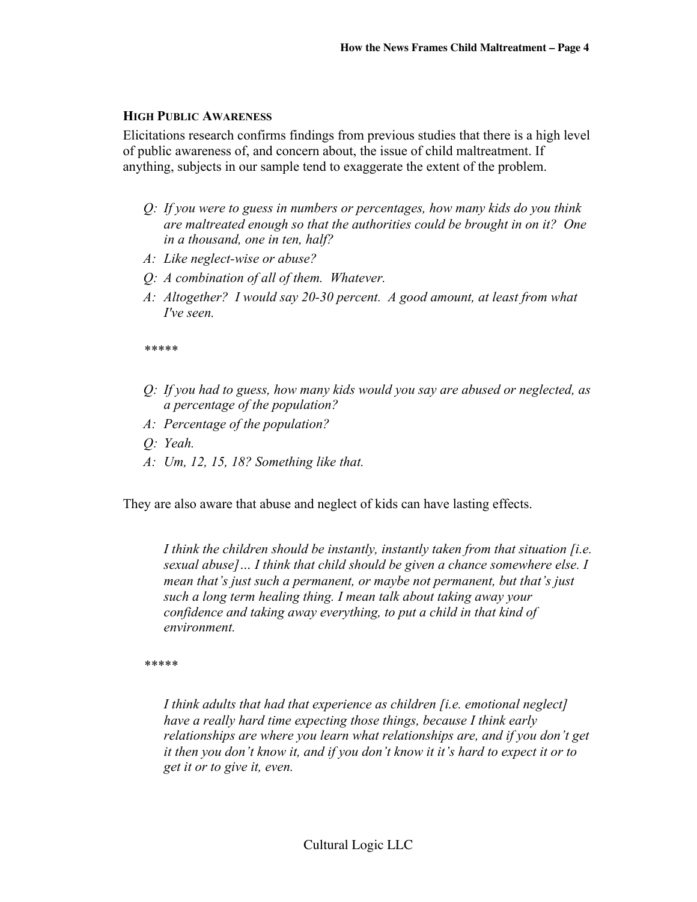### HIGH PUBLIC AWARENESS

Elicitations research confirms findings from previous studies that there is a high level of public awareness of, and concern about, the issue of child maltreatment. If anything, subjects in our sample tend to exaggerate the extent of the problem.

> *Q: If you were to guess in numbers or percentages, how many kids do you think are maltreated enough so that the authorities could be brought in on it? One in a thousand, one in ten, half?*
>
> *A: Like neglect-wise or abuse?*
>
> *Q: A combination of all of them. Whatever.*
>
> *A: Altogether? I would say 20-30 percent. A good amount, at least from what I've seen.*
>
> *\*\*\*\*\**
>
> *Q: If you had to guess, how many kids would you say are abused or neglected, as a percentage of the population?*
>
> *A: Percentage of the population?*
>
> *Q: Yeah.*
>
> *A: Um, 12, 15, 18? Something like that.*

They are also aware that abuse and neglect of kids can have lasting effects.

> *I think the children should be instantly, instantly taken from that situation [i.e. sexual abuse]… I think that child should be given a chance somewhere else. I mean that's just such a permanent, or maybe not permanent, but that's just such a long term healing thing. I mean talk about taking away your confidence and taking away everything, to put a child in that kind of environment.*
>
> *\*\*\*\*\**
>
> *I think adults that had that experience as children [i.e. emotional neglect] have a really hard time expecting those things, because I think early relationships are where you learn what relationships are, and if you don't get it then you don't know it, and if you don't know it it's hard to expect it or to get it or to give it, even.*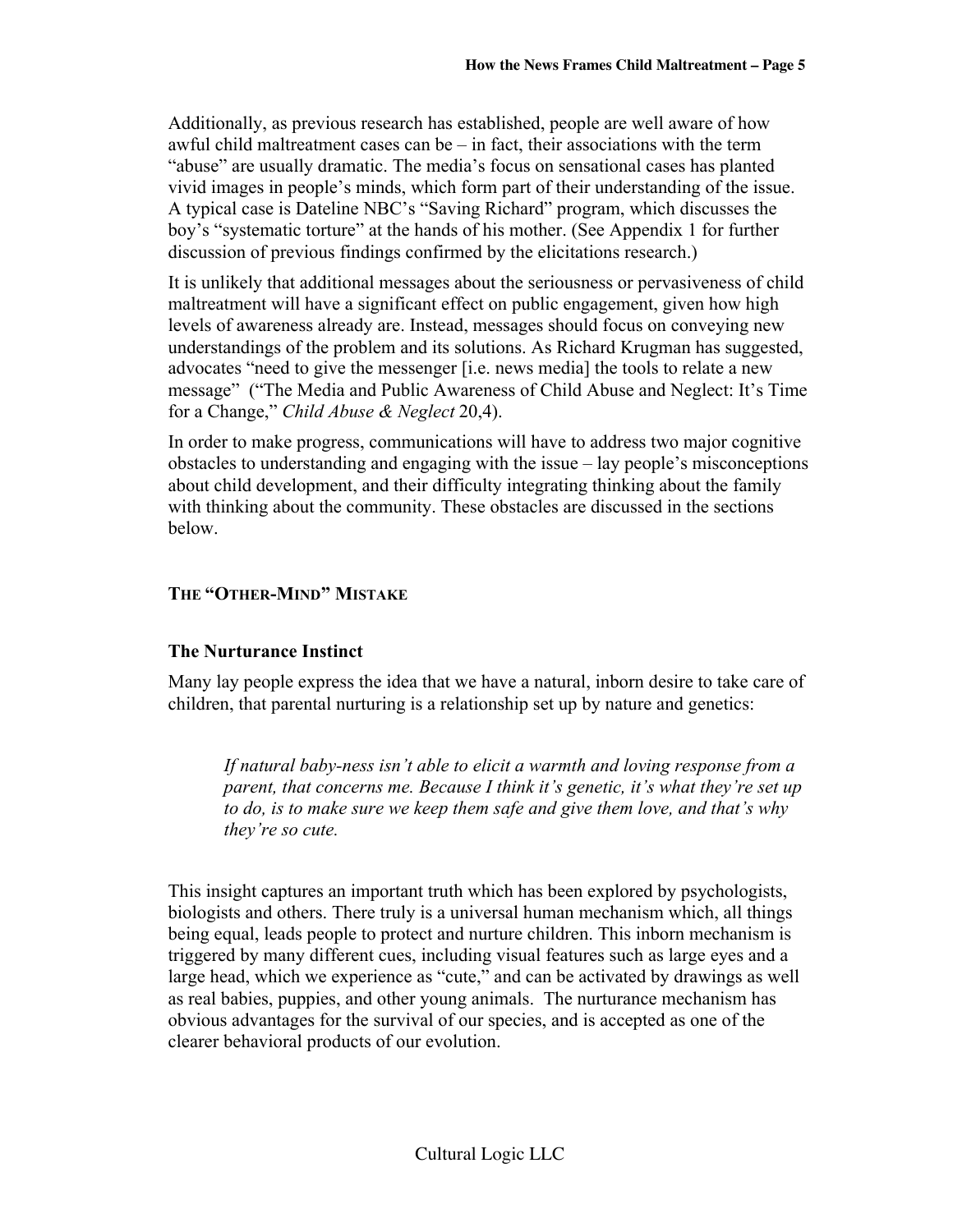Additionally, as previous research has established, people are well aware of how awful child maltreatment cases can be – in fact, their associations with the term "abuse" are usually dramatic. The media's focus on sensational cases has planted vivid images in people's minds, which form part of their understanding of the issue. A typical case is Dateline NBC's "Saving Richard" program, which discusses the boy's "systematic torture" at the hands of his mother. (See Appendix 1 for further discussion of previous findings confirmed by the elicitations research.)

It is unlikely that additional messages about the seriousness or pervasiveness of child maltreatment will have a significant effect on public engagement, given how high levels of awareness already are. Instead, messages should focus on conveying new understandings of the problem and its solutions. As Richard Krugman has suggested, advocates "need to give the messenger [i.e. news media] the tools to relate a new message" ("The Media and Public Awareness of Child Abuse and Neglect: It's Time for a Change," *Child Abuse & Neglect* 20,4).

In order to make progress, communications will have to address two major cognitive obstacles to understanding and engaging with the issue – lay people's misconceptions about child development, and their difficulty integrating thinking about the family with thinking about the community. These obstacles are discussed in the sections below.

## The "Other-Mind" Mistake

### The Nurturance Instinct

Many lay people express the idea that we have a natural, inborn desire to take care of children, that parental nurturing is a relationship set up by nature and genetics:

> *If natural baby-ness isn't able to elicit a warmth and loving response from a parent, that concerns me. Because I think it's genetic, it's what they're set up to do, is to make sure we keep them safe and give them love, and that's why they're so cute.*

This insight captures an important truth which has been explored by psychologists, biologists and others. There truly is a universal human mechanism which, all things being equal, leads people to protect and nurture children. This inborn mechanism is triggered by many different cues, including visual features such as large eyes and a large head, which we experience as "cute," and can be activated by drawings as well as real babies, puppies, and other young animals. The nurturance mechanism has obvious advantages for the survival of our species, and is accepted as one of the clearer behavioral products of our evolution.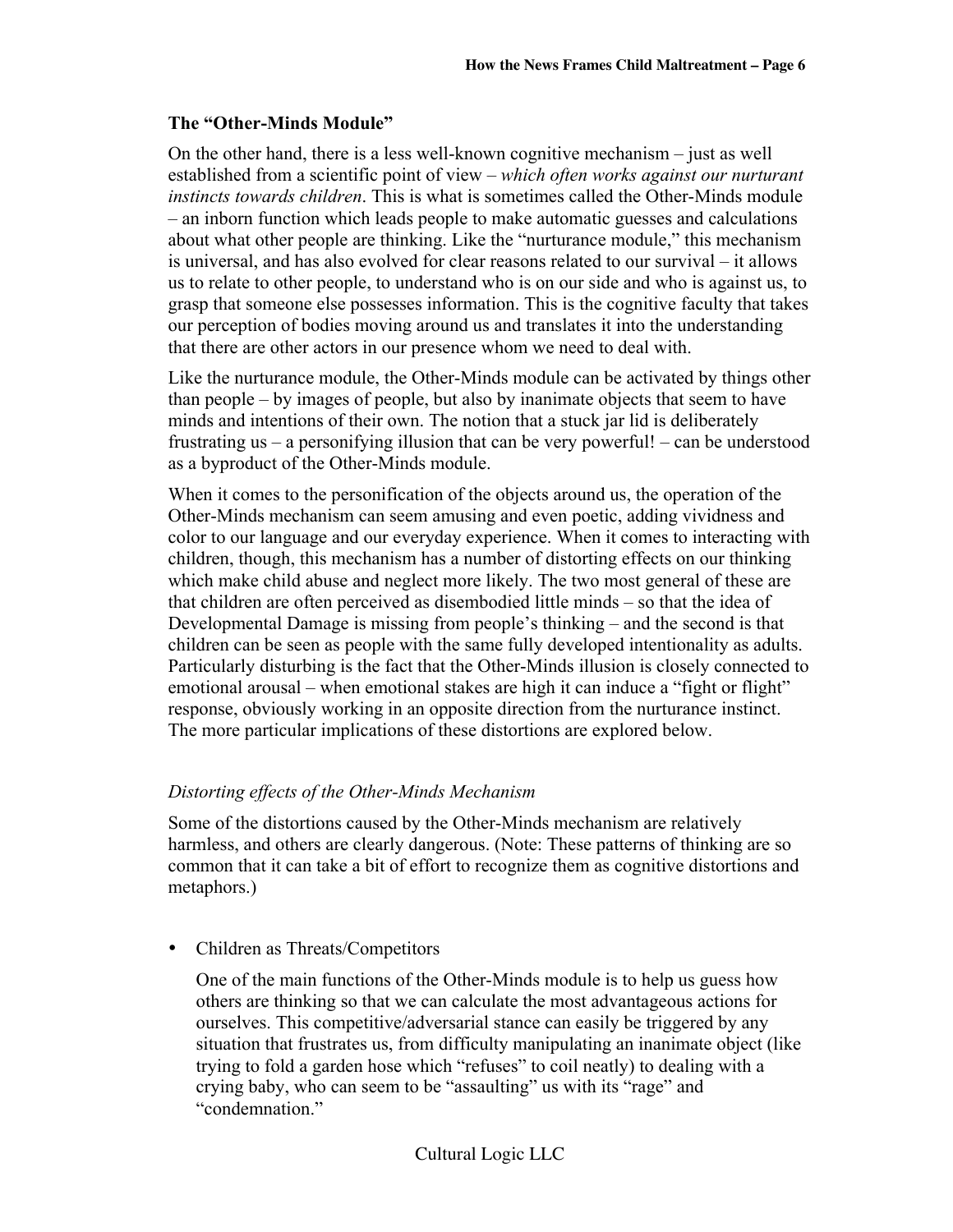### The "Other-Minds Module"

On the other hand, there is a less well-known cognitive mechanism – just as well established from a scientific point of view – *which often works against our nurturant instincts towards children*. This is what is sometimes called the Other-Minds module – an inborn function which leads people to make automatic guesses and calculations about what other people are thinking. Like the "nurturance module," this mechanism is universal, and has also evolved for clear reasons related to our survival – it allows us to relate to other people, to understand who is on our side and who is against us, to grasp that someone else possesses information. This is the cognitive faculty that takes our perception of bodies moving around us and translates it into the understanding that there are other actors in our presence whom we need to deal with.

Like the nurturance module, the Other-Minds module can be activated by things other than people – by images of people, but also by inanimate objects that seem to have minds and intentions of their own. The notion that a stuck jar lid is deliberately frustrating us – a personifying illusion that can be very powerful! – can be understood as a byproduct of the Other-Minds module.

When it comes to the personification of the objects around us, the operation of the Other-Minds mechanism can seem amusing and even poetic, adding vividness and color to our language and our everyday experience. When it comes to interacting with children, though, this mechanism has a number of distorting effects on our thinking which make child abuse and neglect more likely. The two most general of these are that children are often perceived as disembodied little minds – so that the idea of Developmental Damage is missing from people's thinking – and the second is that children can be seen as people with the same fully developed intentionality as adults. Particularly disturbing is the fact that the Other-Minds illusion is closely connected to emotional arousal – when emotional stakes are high it can induce a "fight or flight" response, obviously working in an opposite direction from the nurturance instinct. The more particular implications of these distortions are explored below.

#### *Distorting effects of the Other-Minds Mechanism*

Some of the distortions caused by the Other-Minds mechanism are relatively harmless, and others are clearly dangerous. (Note: These patterns of thinking are so common that it can take a bit of effort to recognize them as cognitive distortions and metaphors.)

- Children as Threats/Competitors

  One of the main functions of the Other-Minds module is to help us guess how others are thinking so that we can calculate the most advantageous actions for ourselves. This competitive/adversarial stance can easily be triggered by any situation that frustrates us, from difficulty manipulating an inanimate object (like trying to fold a garden hose which "refuses" to coil neatly) to dealing with a crying baby, who can seem to be "assaulting" us with its "rage" and "condemnation."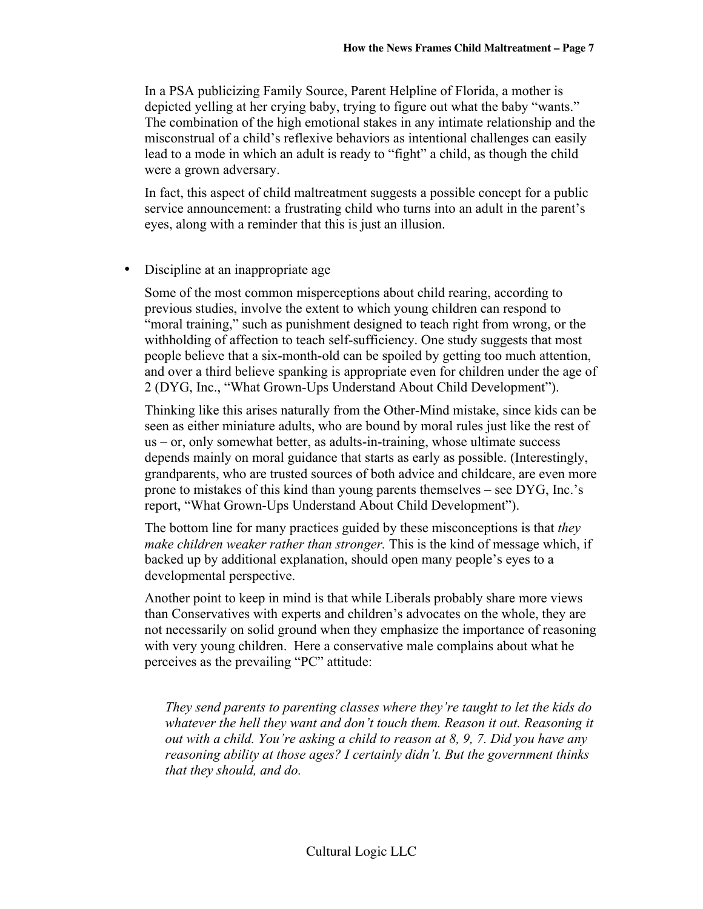In a PSA publicizing Family Source, Parent Helpline of Florida, a mother is depicted yelling at her crying baby, trying to figure out what the baby "wants." The combination of the high emotional stakes in any intimate relationship and the misconstrual of a child's reflexive behaviors as intentional challenges can easily lead to a mode in which an adult is ready to "fight" a child, as though the child were a grown adversary.

In fact, this aspect of child maltreatment suggests a possible concept for a public service announcement: a frustrating child who turns into an adult in the parent's eyes, along with a reminder that this is just an illusion.

- Discipline at an inappropriate age

  Some of the most common misperceptions about child rearing, according to previous studies, involve the extent to which young children can respond to "moral training," such as punishment designed to teach right from wrong, or the withholding of affection to teach self-sufficiency. One study suggests that most people believe that a six-month-old can be spoiled by getting too much attention, and over a third believe spanking is appropriate even for children under the age of 2 (DYG, Inc., "What Grown-Ups Understand About Child Development").

  Thinking like this arises naturally from the Other-Mind mistake, since kids can be seen as either miniature adults, who are bound by moral rules just like the rest of us – or, only somewhat better, as adults-in-training, whose ultimate success depends mainly on moral guidance that starts as early as possible. (Interestingly, grandparents, who are trusted sources of both advice and childcare, are even more prone to mistakes of this kind than young parents themselves – see DYG, Inc.'s report, "What Grown-Ups Understand About Child Development").

  The bottom line for many practices guided by these misconceptions is that *they make children weaker rather than stronger.* This is the kind of message which, if backed up by additional explanation, should open many people's eyes to a developmental perspective.

  Another point to keep in mind is that while Liberals probably share more views than Conservatives with experts and children's advocates on the whole, they are not necessarily on solid ground when they emphasize the importance of reasoning with very young children. Here a conservative male complains about what he perceives as the prevailing "PC" attitude:

  > *They send parents to parenting classes where they're taught to let the kids do whatever the hell they want and don't touch them. Reason it out. Reasoning it out with a child. You're asking a child to reason at 8, 9, 7. Did you have any reasoning ability at those ages? I certainly didn't. But the government thinks that they should, and do.*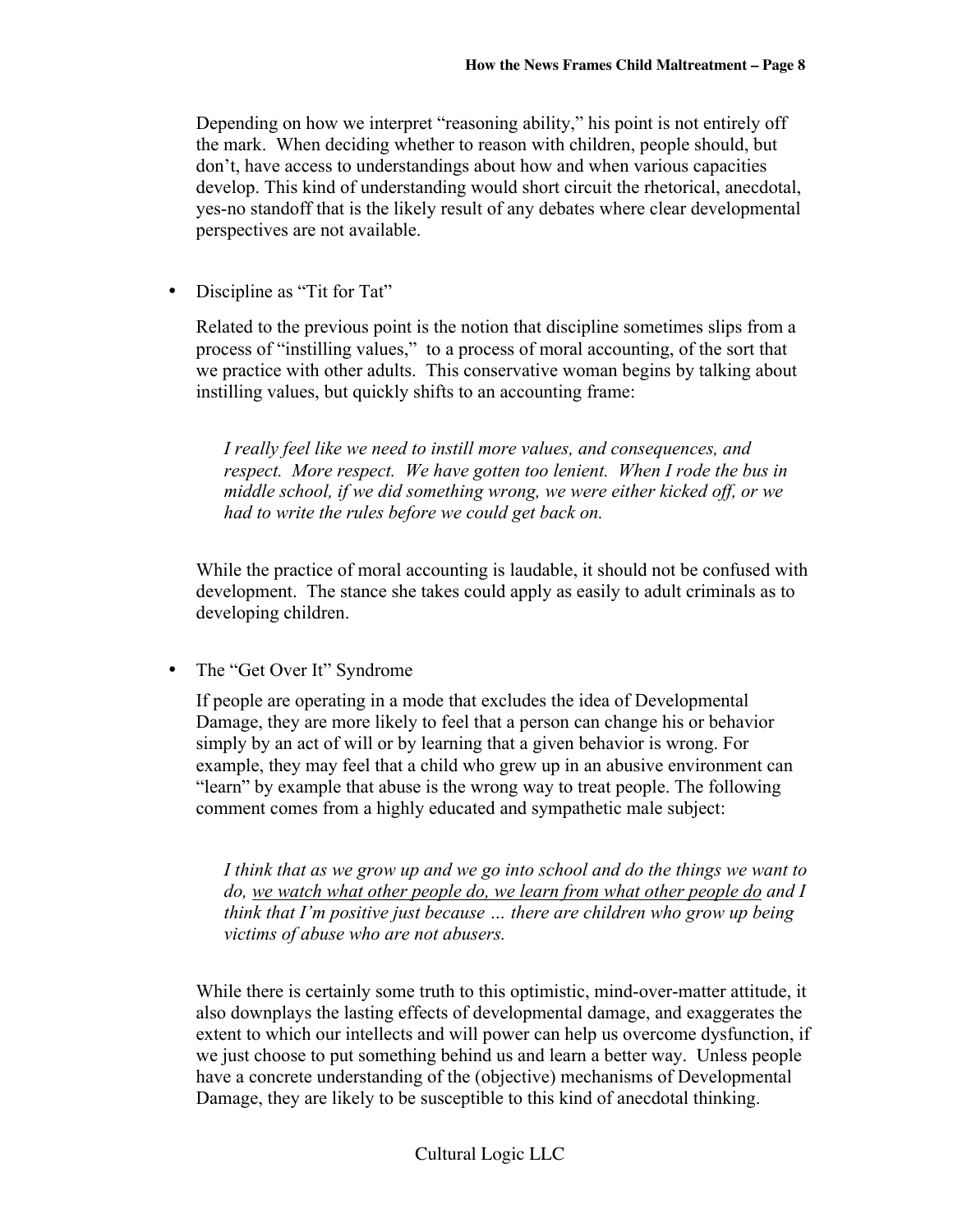Depending on how we interpret "reasoning ability," his point is not entirely off the mark. When deciding whether to reason with children, people should, but don't, have access to understandings about how and when various capacities develop. This kind of understanding would short circuit the rhetorical, anecdotal, yes-no standoff that is the likely result of any debates where clear developmental perspectives are not available.

- Discipline as "Tit for Tat"

  Related to the previous point is the notion that discipline sometimes slips from a process of "instilling values," to a process of moral accounting, of the sort that we practice with other adults. This conservative woman begins by talking about instilling values, but quickly shifts to an accounting frame:

  > *I really feel like we need to instill more values, and consequences, and respect. More respect. We have gotten too lenient. When I rode the bus in middle school, if we did something wrong, we were either kicked off, or we had to write the rules before we could get back on.*

  While the practice of moral accounting is laudable, it should not be confused with development. The stance she takes could apply as easily to adult criminals as to developing children.

- The "Get Over It" Syndrome

  If people are operating in a mode that excludes the idea of Developmental Damage, they are more likely to feel that a person can change his or behavior simply by an act of will or by learning that a given behavior is wrong. For example, they may feel that a child who grew up in an abusive environment can "learn" by example that abuse is the wrong way to treat people. The following comment comes from a highly educated and sympathetic male subject:

  > *I think that as we grow up and we go into school and do the things we want to do, <u>we watch what other people do, we learn from what other people do</u> and I think that I'm positive just because … there are children who grow up being victims of abuse who are not abusers.*

  While there is certainly some truth to this optimistic, mind-over-matter attitude, it also downplays the lasting effects of developmental damage, and exaggerates the extent to which our intellects and will power can help us overcome dysfunction, if we just choose to put something behind us and learn a better way. Unless people have a concrete understanding of the (objective) mechanisms of Developmental Damage, they are likely to be susceptible to this kind of anecdotal thinking.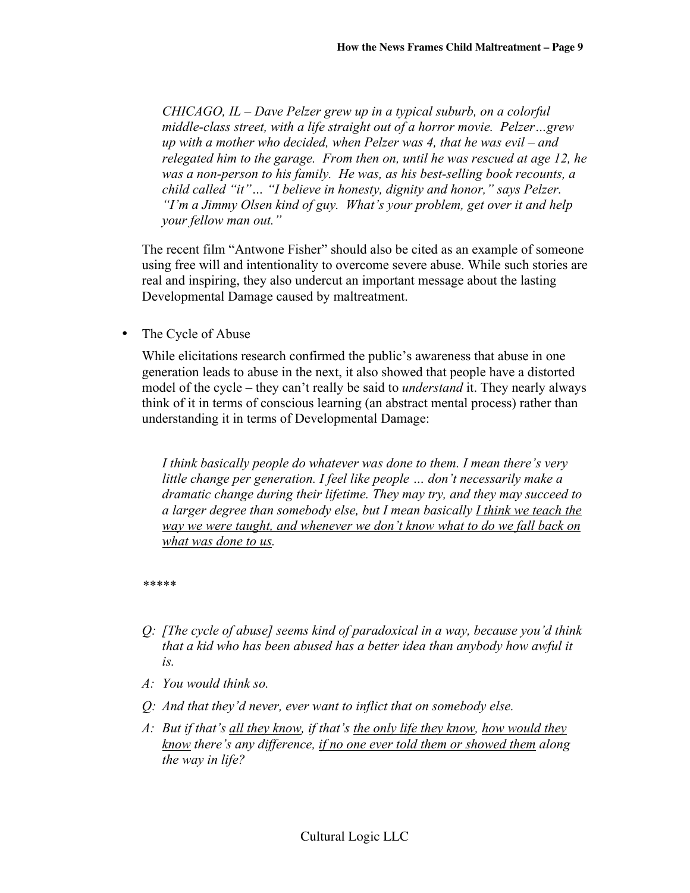*CHICAGO, IL – Dave Pelzer grew up in a typical suburb, on a colorful middle-class street, with a life straight out of a horror movie. Pelzer…grew up with a mother who decided, when Pelzer was 4, that he was evil – and relegated him to the garage. From then on, until he was rescued at age 12, he was a non-person to his family. He was, as his best-selling book recounts, a child called "it"… "I believe in honesty, dignity and honor," says Pelzer. "I'm a Jimmy Olsen kind of guy. What's your problem, get over it and help your fellow man out."*

The recent film "Antwone Fisher" should also be cited as an example of someone using free will and intentionality to overcome severe abuse. While such stories are real and inspiring, they also undercut an important message about the lasting Developmental Damage caused by maltreatment.

- The Cycle of Abuse

While elicitations research confirmed the public's awareness that abuse in one generation leads to abuse in the next, it also showed that people have a distorted model of the cycle – they can't really be said to *understand* it. They nearly always think of it in terms of conscious learning (an abstract mental process) rather than understanding it in terms of Developmental Damage:

*I think basically people do whatever was done to them. I mean there's very little change per generation. I feel like people … don't necessarily make a dramatic change during their lifetime. They may try, and they may succeed to a larger degree than somebody else, but I mean basically <u>I think we teach the way we were taught, and whenever we don't know what to do we fall back on what was done to us</u>.*

*****

*Q: [The cycle of abuse] seems kind of paradoxical in a way, because you'd think that a kid who has been abused has a better idea than anybody how awful it is.*

*A: You would think so.*

*Q: And that they'd never, ever want to inflict that on somebody else.*

*A: But if that's <u>all they know</u>, if that's <u>the only life they know</u>, <u>how would they know</u> there's any difference, <u>if no one ever told them or showed them</u> along the way in life?*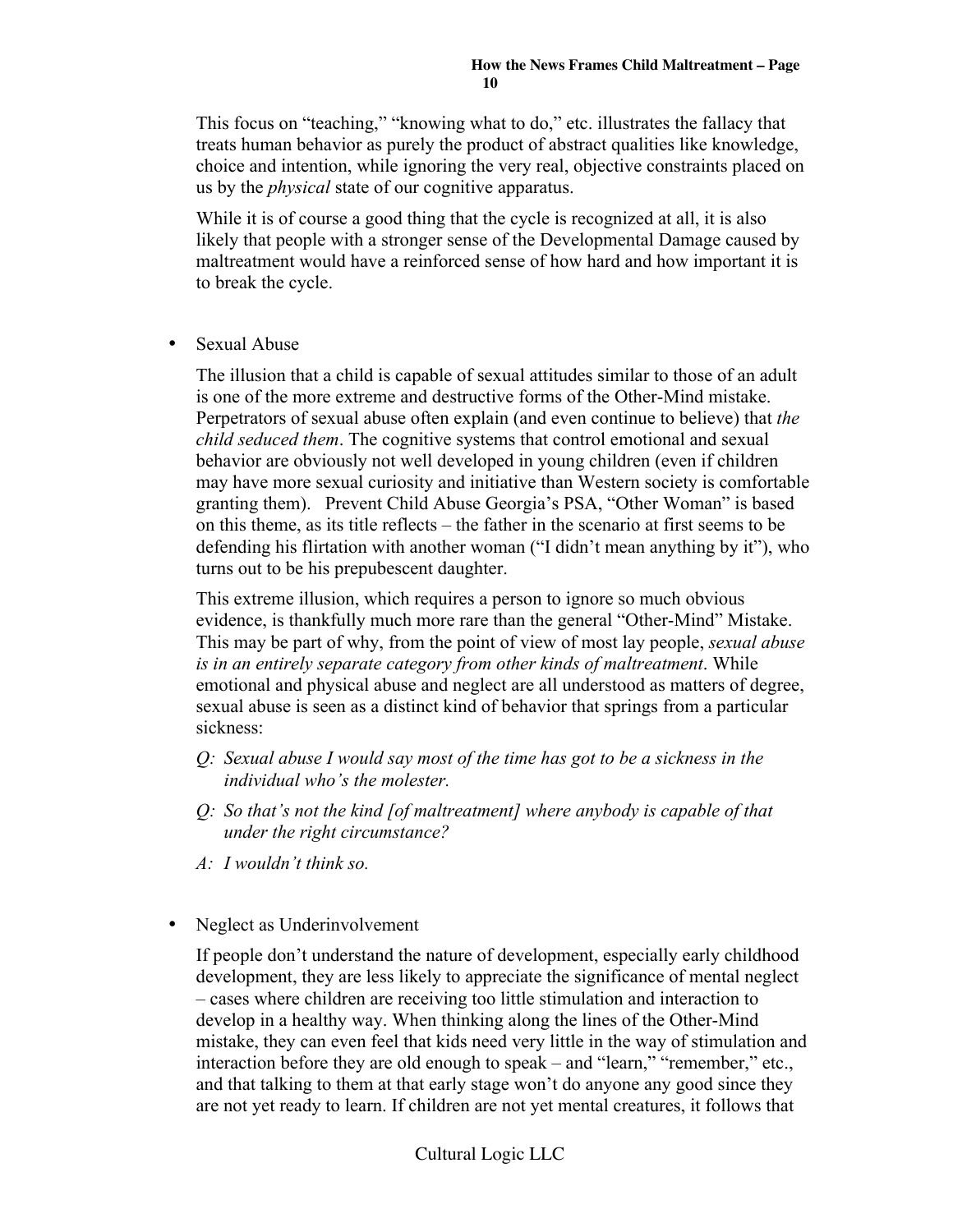This focus on "teaching," "knowing what to do," etc. illustrates the fallacy that treats human behavior as purely the product of abstract qualities like knowledge, choice and intention, while ignoring the very real, objective constraints placed on us by the *physical* state of our cognitive apparatus.

While it is of course a good thing that the cycle is recognized at all, it is also likely that people with a stronger sense of the Developmental Damage caused by maltreatment would have a reinforced sense of how hard and how important it is to break the cycle.

- Sexual Abuse

  The illusion that a child is capable of sexual attitudes similar to those of an adult is one of the more extreme and destructive forms of the Other-Mind mistake. Perpetrators of sexual abuse often explain (and even continue to believe) that *the child seduced them*. The cognitive systems that control emotional and sexual behavior are obviously not well developed in young children (even if children may have more sexual curiosity and initiative than Western society is comfortable granting them). Prevent Child Abuse Georgia's PSA, "Other Woman" is based on this theme, as its title reflects – the father in the scenario at first seems to be defending his flirtation with another woman ("I didn't mean anything by it"), who turns out to be his prepubescent daughter.

  This extreme illusion, which requires a person to ignore so much obvious evidence, is thankfully much more rare than the general "Other-Mind" Mistake. This may be part of why, from the point of view of most lay people, *sexual abuse is in an entirely separate category from other kinds of maltreatment*. While emotional and physical abuse and neglect are all understood as matters of degree, sexual abuse is seen as a distinct kind of behavior that springs from a particular sickness:

  *Q: Sexual abuse I would say most of the time has got to be a sickness in the individual who's the molester.*

  *Q: So that's not the kind [of maltreatment] where anybody is capable of that under the right circumstance?*

  *A: I wouldn't think so.*

- Neglect as Underinvolvement

  If people don't understand the nature of development, especially early childhood development, they are less likely to appreciate the significance of mental neglect – cases where children are receiving too little stimulation and interaction to develop in a healthy way. When thinking along the lines of the Other-Mind mistake, they can even feel that kids need very little in the way of stimulation and interaction before they are old enough to speak – and "learn," "remember," etc., and that talking to them at that early stage won't do anyone any good since they are not yet ready to learn. If children are not yet mental creatures, it follows that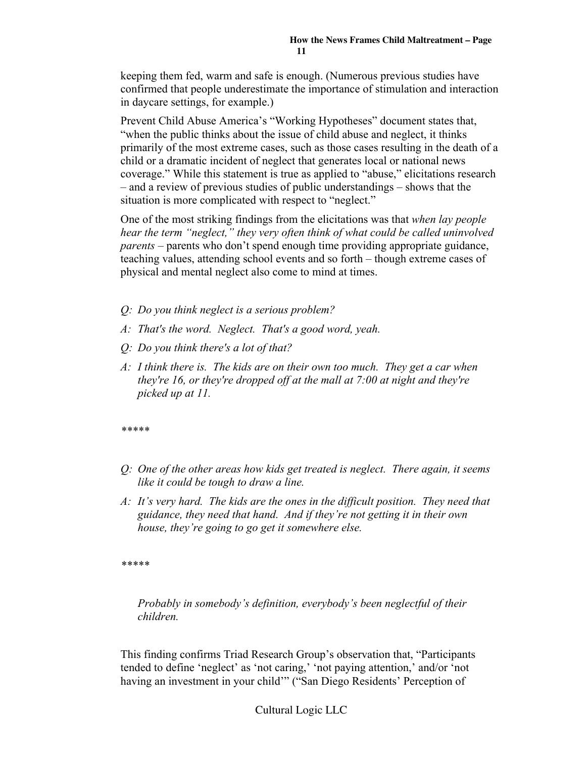keeping them fed, warm and safe is enough. (Numerous previous studies have confirmed that people underestimate the importance of stimulation and interaction in daycare settings, for example.)

Prevent Child Abuse America's "Working Hypotheses" document states that, "when the public thinks about the issue of child abuse and neglect, it thinks primarily of the most extreme cases, such as those cases resulting in the death of a child or a dramatic incident of neglect that generates local or national news coverage." While this statement is true as applied to "abuse," elicitations research – and a review of previous studies of public understandings – shows that the situation is more complicated with respect to "neglect."

One of the most striking findings from the elicitations was that *when lay people hear the term "neglect," they very often think of what could be called uninvolved parents* – parents who don't spend enough time providing appropriate guidance, teaching values, attending school events and so forth – though extreme cases of physical and mental neglect also come to mind at times.

*Q: Do you think neglect is a serious problem?*

*A: That's the word. Neglect. That's a good word, yeah.*

*Q: Do you think there's a lot of that?*

*A: I think there is. The kids are on their own too much. They get a car when they're 16, or they're dropped off at the mall at 7:00 at night and they're picked up at 11.*

*\*\*\*\*\**

*Q: One of the other areas how kids get treated is neglect. There again, it seems like it could be tough to draw a line.*

*A: It's very hard. The kids are the ones in the difficult position. They need that guidance, they need that hand. And if they're not getting it in their own house, they're going to go get it somewhere else.*

*\*\*\*\*\**

*Probably in somebody's definition, everybody's been neglectful of their children.*

This finding confirms Triad Research Group's observation that, "Participants tended to define 'neglect' as 'not caring,' 'not paying attention,' and/or 'not having an investment in your child'" ("San Diego Residents' Perception of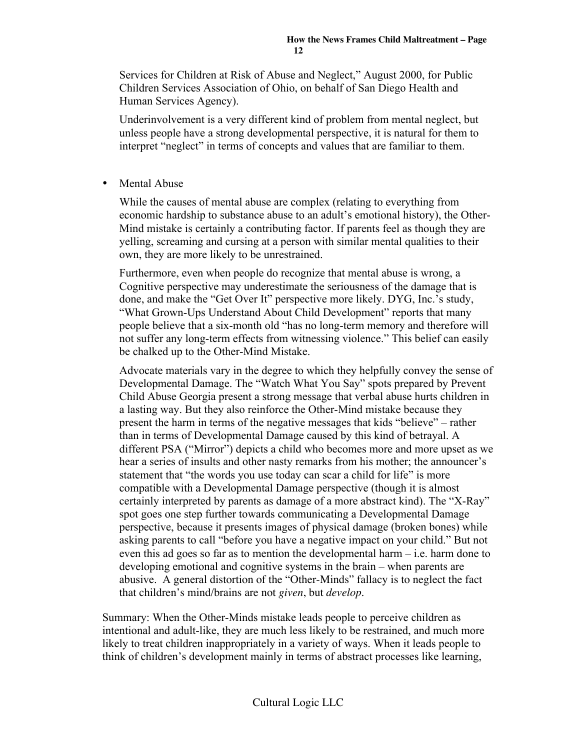Services for Children at Risk of Abuse and Neglect," August 2000, for Public Children Services Association of Ohio, on behalf of San Diego Health and Human Services Agency).

Underinvolvement is a very different kind of problem from mental neglect, but unless people have a strong developmental perspective, it is natural for them to interpret "neglect" in terms of concepts and values that are familiar to them.

- Mental Abuse

  While the causes of mental abuse are complex (relating to everything from economic hardship to substance abuse to an adult's emotional history), the Other-Mind mistake is certainly a contributing factor. If parents feel as though they are yelling, screaming and cursing at a person with similar mental qualities to their own, they are more likely to be unrestrained.

  Furthermore, even when people do recognize that mental abuse is wrong, a Cognitive perspective may underestimate the seriousness of the damage that is done, and make the "Get Over It" perspective more likely. DYG, Inc.'s study, "What Grown-Ups Understand About Child Development" reports that many people believe that a six-month old "has no long-term memory and therefore will not suffer any long-term effects from witnessing violence." This belief can easily be chalked up to the Other-Mind Mistake.

  Advocate materials vary in the degree to which they helpfully convey the sense of Developmental Damage. The "Watch What You Say" spots prepared by Prevent Child Abuse Georgia present a strong message that verbal abuse hurts children in a lasting way. But they also reinforce the Other-Mind mistake because they present the harm in terms of the negative messages that kids "believe" – rather than in terms of Developmental Damage caused by this kind of betrayal. A different PSA ("Mirror") depicts a child who becomes more and more upset as we hear a series of insults and other nasty remarks from his mother; the announcer's statement that "the words you use today can scar a child for life" is more compatible with a Developmental Damage perspective (though it is almost certainly interpreted by parents as damage of a more abstract kind). The "X-Ray" spot goes one step further towards communicating a Developmental Damage perspective, because it presents images of physical damage (broken bones) while asking parents to call "before you have a negative impact on your child." But not even this ad goes so far as to mention the developmental harm – i.e. harm done to developing emotional and cognitive systems in the brain – when parents are abusive. A general distortion of the "Other-Minds" fallacy is to neglect the fact that children's mind/brains are not *given*, but *develop*.

Summary: When the Other-Minds mistake leads people to perceive children as intentional and adult-like, they are much less likely to be restrained, and much more likely to treat children inappropriately in a variety of ways. When it leads people to think of children's development mainly in terms of abstract processes like learning,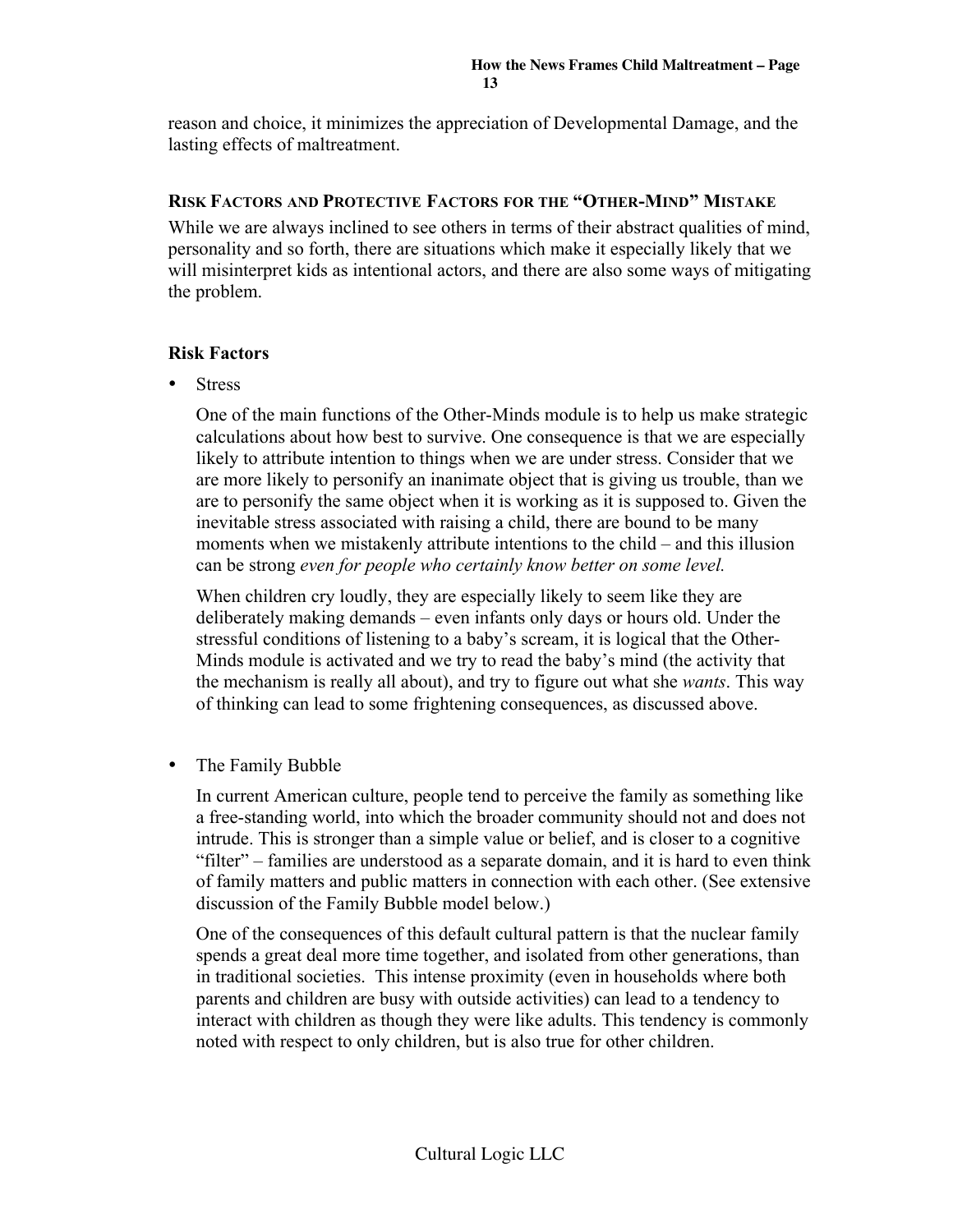reason and choice, it minimizes the appreciation of Developmental Damage, and the lasting effects of maltreatment.

### Risk Factors and Protective Factors for the "Other-Mind" Mistake

While we are always inclined to see others in terms of their abstract qualities of mind, personality and so forth, there are situations which make it especially likely that we will misinterpret kids as intentional actors, and there are also some ways of mitigating the problem.

#### Risk Factors

- Stress

  One of the main functions of the Other-Minds module is to help us make strategic calculations about how best to survive. One consequence is that we are especially likely to attribute intention to things when we are under stress. Consider that we are more likely to personify an inanimate object that is giving us trouble, than we are to personify the same object when it is working as it is supposed to. Given the inevitable stress associated with raising a child, there are bound to be many moments when we mistakenly attribute intentions to the child – and this illusion can be strong *even for people who certainly know better on some level.*

  When children cry loudly, they are especially likely to seem like they are deliberately making demands – even infants only days or hours old. Under the stressful conditions of listening to a baby's scream, it is logical that the Other-Minds module is activated and we try to read the baby's mind (the activity that the mechanism is really all about), and try to figure out what she *wants*. This way of thinking can lead to some frightening consequences, as discussed above.

- The Family Bubble

  In current American culture, people tend to perceive the family as something like a free-standing world, into which the broader community should not and does not intrude. This is stronger than a simple value or belief, and is closer to a cognitive "filter" – families are understood as a separate domain, and it is hard to even think of family matters and public matters in connection with each other. (See extensive discussion of the Family Bubble model below.)

  One of the consequences of this default cultural pattern is that the nuclear family spends a great deal more time together, and isolated from other generations, than in traditional societies. This intense proximity (even in households where both parents and children are busy with outside activities) can lead to a tendency to interact with children as though they were like adults. This tendency is commonly noted with respect to only children, but is also true for other children.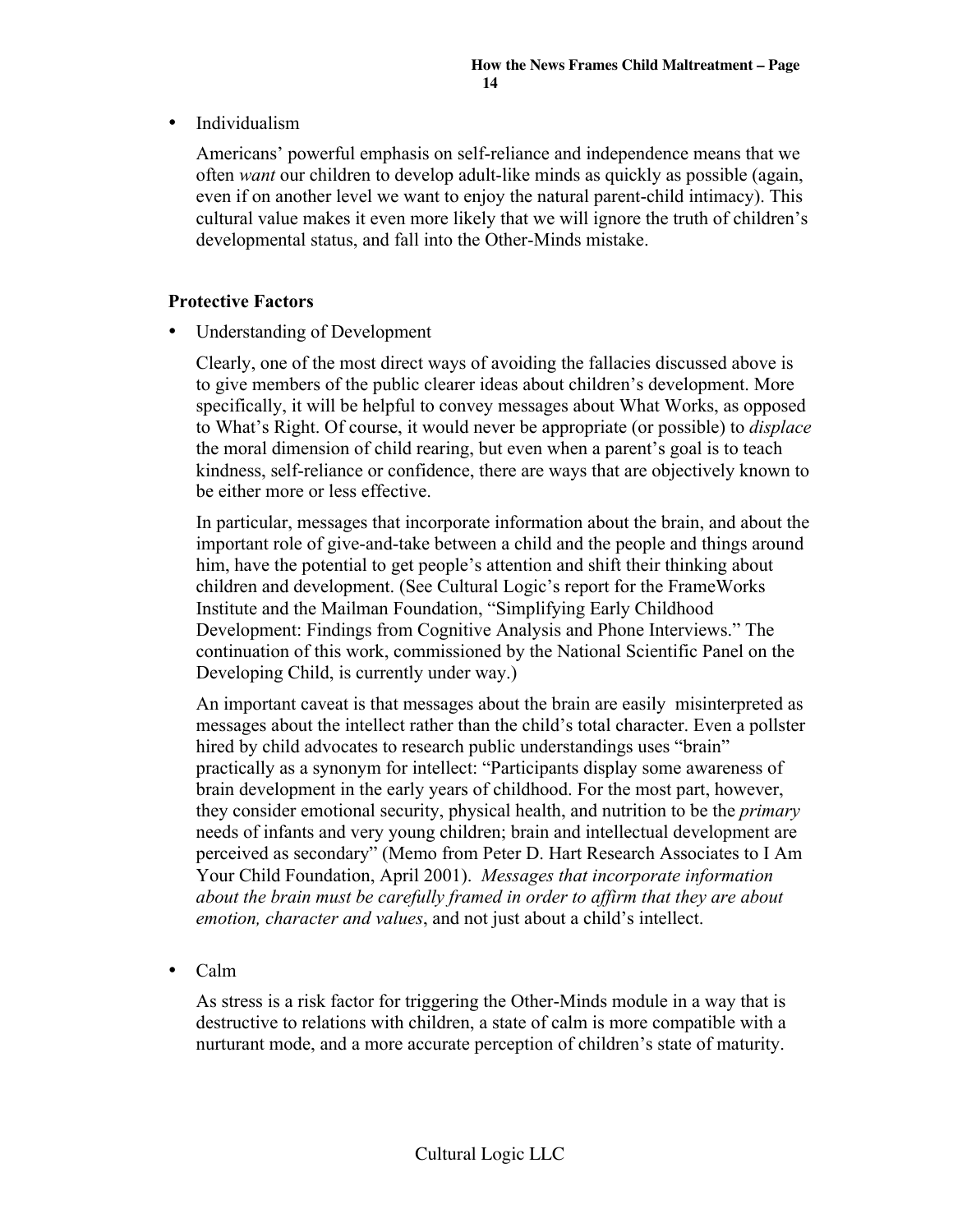- Individualism

  Americans' powerful emphasis on self-reliance and independence means that we often *want* our children to develop adult-like minds as quickly as possible (again, even if on another level we want to enjoy the natural parent-child intimacy). This cultural value makes it even more likely that we will ignore the truth of children's developmental status, and fall into the Other-Minds mistake.

**Protective Factors**

- Understanding of Development

  Clearly, one of the most direct ways of avoiding the fallacies discussed above is to give members of the public clearer ideas about children's development. More specifically, it will be helpful to convey messages about What Works, as opposed to What's Right. Of course, it would never be appropriate (or possible) to *displace* the moral dimension of child rearing, but even when a parent's goal is to teach kindness, self-reliance or confidence, there are ways that are objectively known to be either more or less effective.

  In particular, messages that incorporate information about the brain, and about the important role of give-and-take between a child and the people and things around him, have the potential to get people's attention and shift their thinking about children and development. (See Cultural Logic's report for the FrameWorks Institute and the Mailman Foundation, "Simplifying Early Childhood Development: Findings from Cognitive Analysis and Phone Interviews." The continuation of this work, commissioned by the National Scientific Panel on the Developing Child, is currently under way.)

  An important caveat is that messages about the brain are easily misinterpreted as messages about the intellect rather than the child's total character. Even a pollster hired by child advocates to research public understandings uses "brain" practically as a synonym for intellect: "Participants display some awareness of brain development in the early years of childhood. For the most part, however, they consider emotional security, physical health, and nutrition to be the *primary* needs of infants and very young children; brain and intellectual development are perceived as secondary" (Memo from Peter D. Hart Research Associates to I Am Your Child Foundation, April 2001). *Messages that incorporate information about the brain must be carefully framed in order to affirm that they are about emotion, character and values*, and not just about a child's intellect.

- Calm

  As stress is a risk factor for triggering the Other-Minds module in a way that is destructive to relations with children, a state of calm is more compatible with a nurturant mode, and a more accurate perception of children's state of maturity.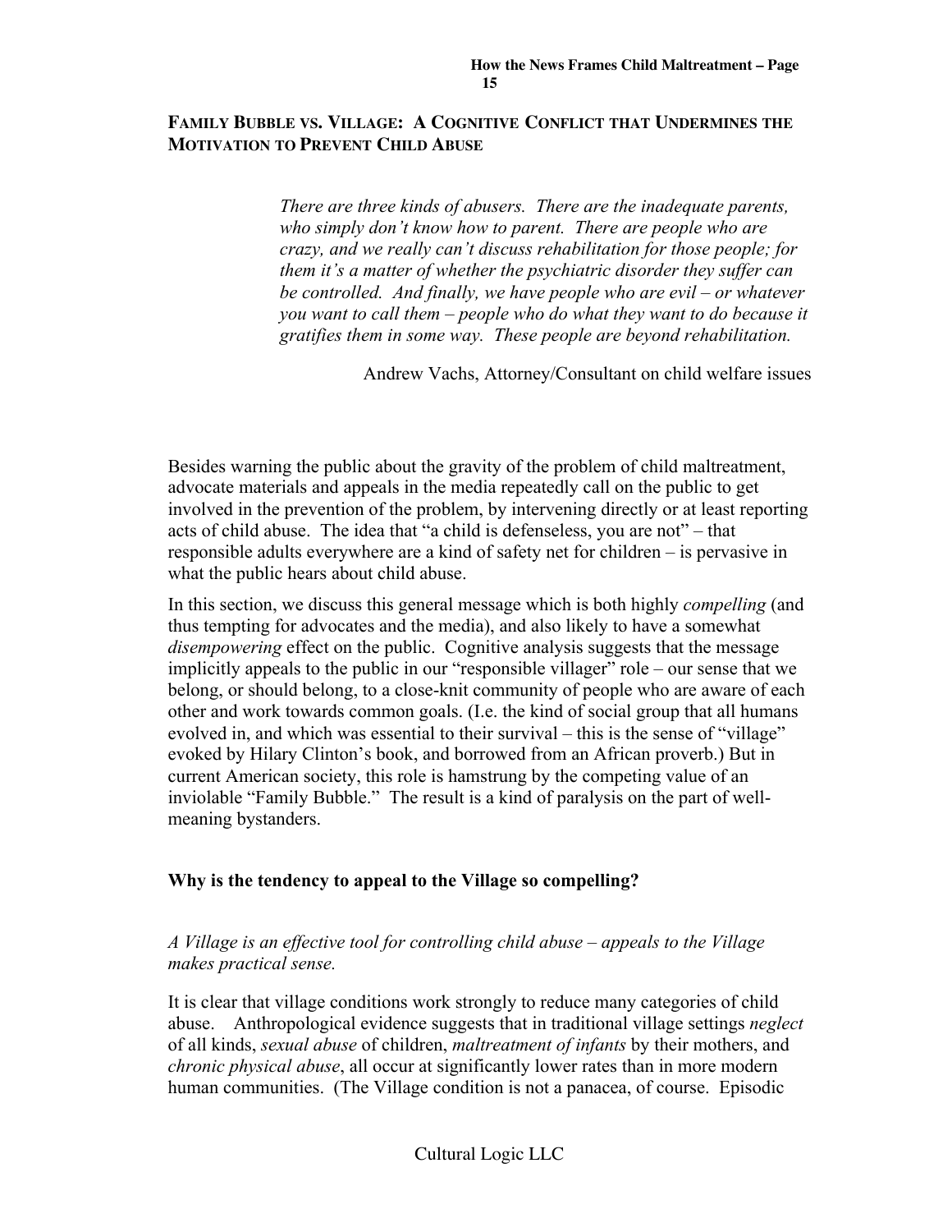## Family Bubble vs. Village: A Cognitive Conflict that Undermines the Motivation to Prevent Child Abuse

> *There are three kinds of abusers. There are the inadequate parents, who simply don't know how to parent. There are people who are crazy, and we really can't discuss rehabilitation for those people; for them it's a matter of whether the psychiatric disorder they suffer can be controlled. And finally, we have people who are evil – or whatever you want to call them – people who do what they want to do because it gratifies them in some way. These people are beyond rehabilitation.*
>
> Andrew Vachs, Attorney/Consultant on child welfare issues

Besides warning the public about the gravity of the problem of child maltreatment, advocate materials and appeals in the media repeatedly call on the public to get involved in the prevention of the problem, by intervening directly or at least reporting acts of child abuse. The idea that "a child is defenseless, you are not" – that responsible adults everywhere are a kind of safety net for children – is pervasive in what the public hears about child abuse.

In this section, we discuss this general message which is both highly *compelling* (and thus tempting for advocates and the media), and also likely to have a somewhat *disempowering* effect on the public. Cognitive analysis suggests that the message implicitly appeals to the public in our "responsible villager" role – our sense that we belong, or should belong, to a close-knit community of people who are aware of each other and work towards common goals. (I.e. the kind of social group that all humans evolved in, and which was essential to their survival – this is the sense of "village" evoked by Hilary Clinton's book, and borrowed from an African proverb.) But in current American society, this role is hamstrung by the competing value of an inviolable "Family Bubble." The result is a kind of paralysis on the part of well-meaning bystanders.

### Why is the tendency to appeal to the Village so compelling?

*A Village is an effective tool for controlling child abuse – appeals to the Village makes practical sense.*

It is clear that village conditions work strongly to reduce many categories of child abuse. Anthropological evidence suggests that in traditional village settings *neglect* of all kinds, *sexual abuse* of children, *maltreatment of infants* by their mothers, and *chronic physical abuse*, all occur at significantly lower rates than in more modern human communities. (The Village condition is not a panacea, of course. Episodic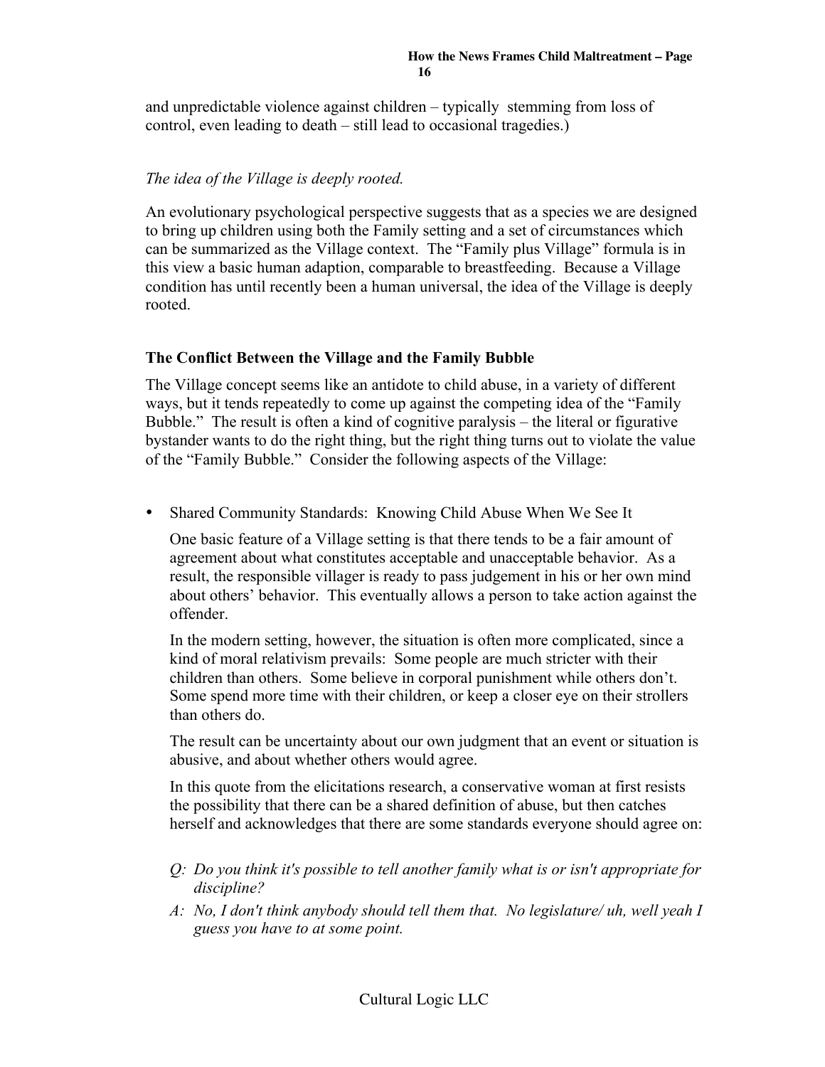and unpredictable violence against children – typically  stemming from loss of control, even leading to death – still lead to occasional tragedies.)

*The idea of the Village is deeply rooted.*

An evolutionary psychological perspective suggests that as a species we are designed to bring up children using both the Family setting and a set of circumstances which can be summarized as the Village context.  The "Family plus Village" formula is in this view a basic human adaption, comparable to breastfeeding.  Because a Village condition has until recently been a human universal, the idea of the Village is deeply rooted.

## The Conflict Between the Village and the Family Bubble

The Village concept seems like an antidote to child abuse, in a variety of different ways, but it tends repeatedly to come up against the competing idea of the "Family Bubble."  The result is often a kind of cognitive paralysis – the literal or figurative bystander wants to do the right thing, but the right thing turns out to violate the value of the "Family Bubble."  Consider the following aspects of the Village:

- Shared Community Standards:  Knowing Child Abuse When We See It

  One basic feature of a Village setting is that there tends to be a fair amount of agreement about what constitutes acceptable and unacceptable behavior.  As a result, the responsible villager is ready to pass judgement in his or her own mind about others' behavior.  This eventually allows a person to take action against the offender.

  In the modern setting, however, the situation is often more complicated, since a kind of moral relativism prevails:  Some people are much stricter with their children than others.  Some believe in corporal punishment while others don't.  Some spend more time with their children, or keep a closer eye on their strollers than others do.

  The result can be uncertainty about our own judgment that an event or situation is abusive, and about whether others would agree.

  In this quote from the elicitations research, a conservative woman at first resists the possibility that there can be a shared definition of abuse, but then catches herself and acknowledges that there are some standards everyone should agree on:

  *Q:  Do you think it's possible to tell another family what is or isn't appropriate for discipline?*

  *A:  No, I don't think anybody should tell them that.  No legislature/ uh, well yeah I guess you have to at some point.*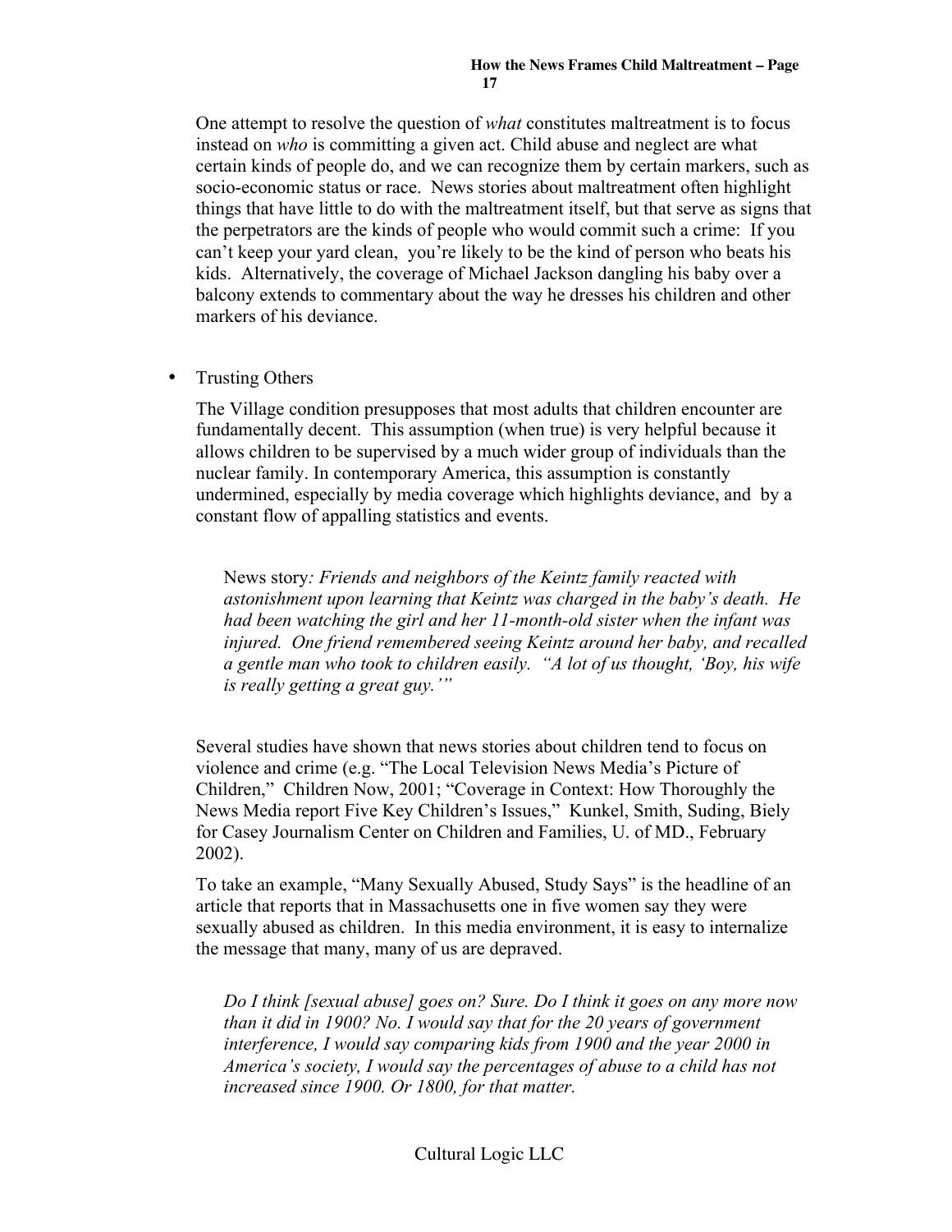One attempt to resolve the question of *what* constitutes maltreatment is to focus instead on *who* is committing a given act. Child abuse and neglect are what certain kinds of people do, and we can recognize them by certain markers, such as socio-economic status or race. News stories about maltreatment often highlight things that have little to do with the maltreatment itself, but that serve as signs that the perpetrators are the kinds of people who would commit such a crime: If you can't keep your yard clean, you're likely to be the kind of person who beats his kids. Alternatively, the coverage of Michael Jackson dangling his baby over a balcony extends to commentary about the way he dresses his children and other markers of his deviance.

- Trusting Others

  The Village condition presupposes that most adults that children encounter are fundamentally decent. This assumption (when true) is very helpful because it allows children to be supervised by a much wider group of individuals than the nuclear family. In contemporary America, this assumption is constantly undermined, especially by media coverage which highlights deviance, and by a constant flow of appalling statistics and events.

> News story*: Friends and neighbors of the Keintz family reacted with astonishment upon learning that Keintz was charged in the baby's death. He had been watching the girl and her 11-month-old sister when the infant was injured. One friend remembered seeing Keintz around her baby, and recalled a gentle man who took to children easily. "A lot of us thought, 'Boy, his wife is really getting a great guy.'"*

Several studies have shown that news stories about children tend to focus on violence and crime (e.g. "The Local Television News Media's Picture of Children," Children Now, 2001; "Coverage in Context: How Thoroughly the News Media report Five Key Children's Issues," Kunkel, Smith, Suding, Biely for Casey Journalism Center on Children and Families, U. of MD., February 2002).

To take an example, "Many Sexually Abused, Study Says" is the headline of an article that reports that in Massachusetts one in five women say they were sexually abused as children. In this media environment, it is easy to internalize the message that many, many of us are depraved.

> *Do I think [sexual abuse] goes on? Sure. Do I think it goes on any more now than it did in 1900? No. I would say that for the 20 years of government interference, I would say comparing kids from 1900 and the year 2000 in America's society, I would say the percentages of abuse to a child has not increased since 1900. Or 1800, for that matter.*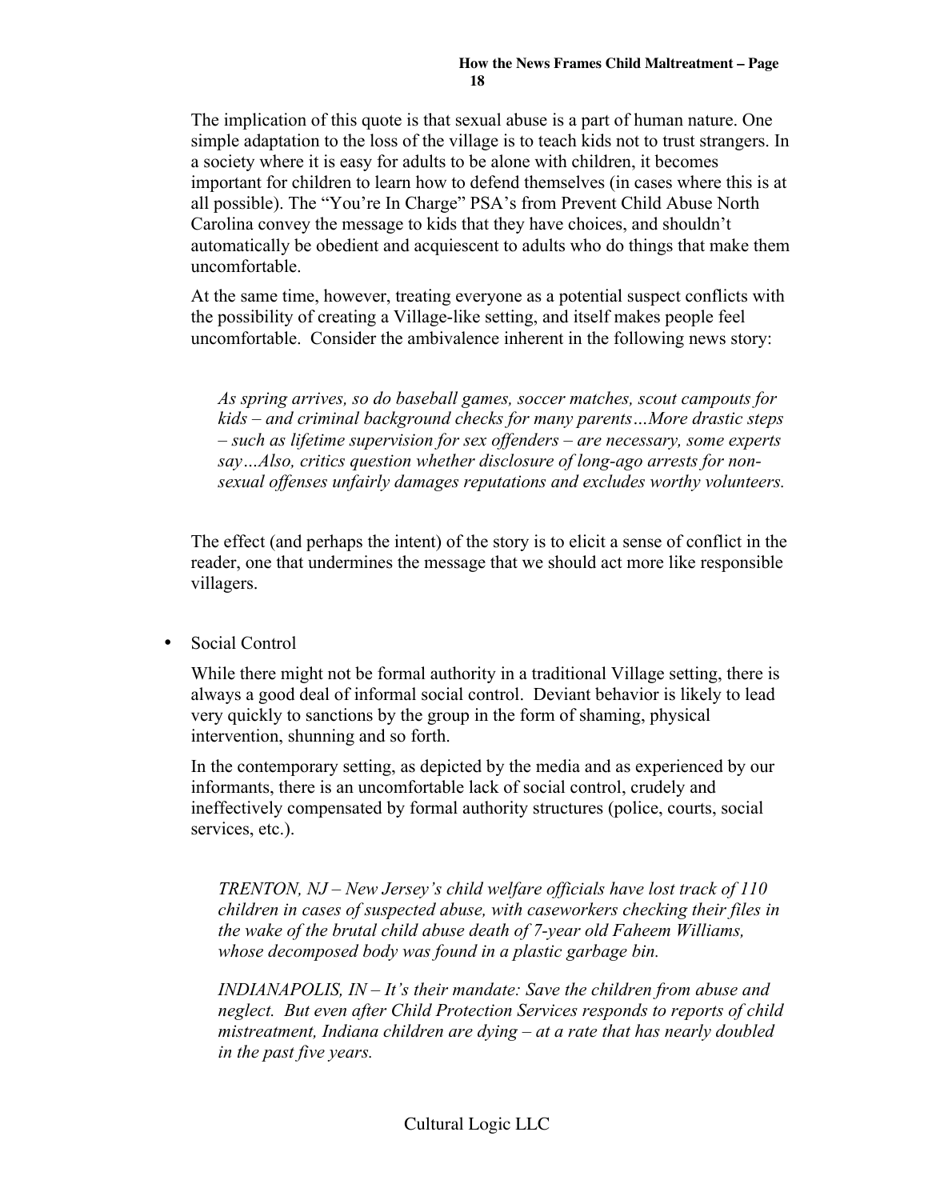The implication of this quote is that sexual abuse is a part of human nature. One simple adaptation to the loss of the village is to teach kids not to trust strangers. In a society where it is easy for adults to be alone with children, it becomes important for children to learn how to defend themselves (in cases where this is at all possible). The "You're In Charge" PSA's from Prevent Child Abuse North Carolina convey the message to kids that they have choices, and shouldn't automatically be obedient and acquiescent to adults who do things that make them uncomfortable.

At the same time, however, treating everyone as a potential suspect conflicts with the possibility of creating a Village-like setting, and itself makes people feel uncomfortable. Consider the ambivalence inherent in the following news story:

> *As spring arrives, so do baseball games, soccer matches, scout campouts for kids – and criminal background checks for many parents…More drastic steps – such as lifetime supervision for sex offenders – are necessary, some experts say…Also, critics question whether disclosure of long-ago arrests for non-sexual offenses unfairly damages reputations and excludes worthy volunteers.*

The effect (and perhaps the intent) of the story is to elicit a sense of conflict in the reader, one that undermines the message that we should act more like responsible villagers.

- Social Control

While there might not be formal authority in a traditional Village setting, there is always a good deal of informal social control. Deviant behavior is likely to lead very quickly to sanctions by the group in the form of shaming, physical intervention, shunning and so forth.

In the contemporary setting, as depicted by the media and as experienced by our informants, there is an uncomfortable lack of social control, crudely and ineffectively compensated by formal authority structures (police, courts, social services, etc.).

> *TRENTON, NJ – New Jersey's child welfare officials have lost track of 110 children in cases of suspected abuse, with caseworkers checking their files in the wake of the brutal child abuse death of 7-year old Faheem Williams, whose decomposed body was found in a plastic garbage bin.*
>
> *INDIANAPOLIS, IN – It's their mandate: Save the children from abuse and neglect. But even after Child Protection Services responds to reports of child mistreatment, Indiana children are dying – at a rate that has nearly doubled in the past five years.*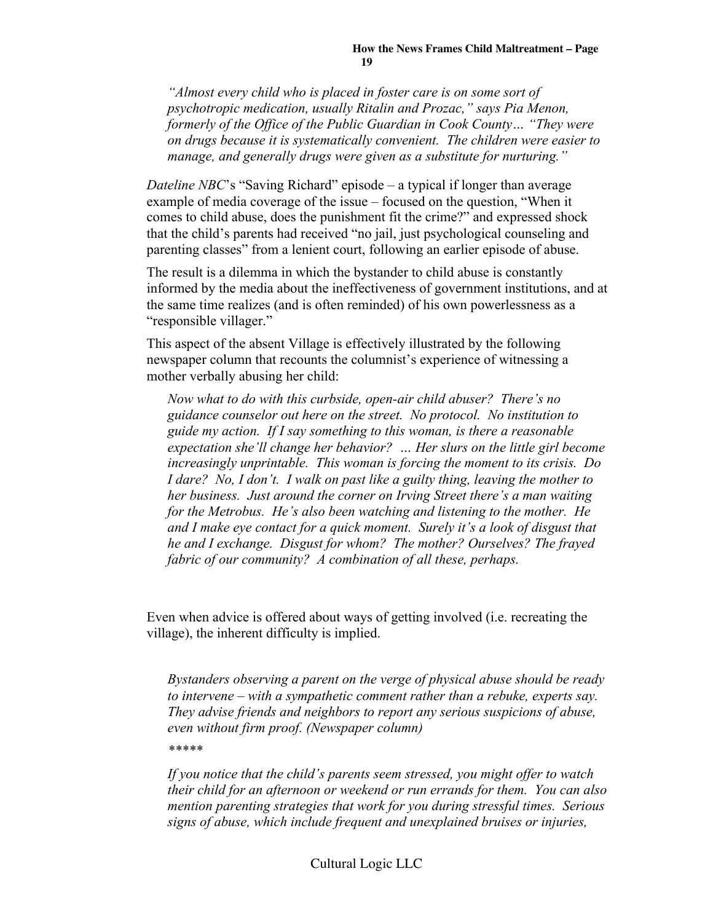*"Almost every child who is placed in foster care is on some sort of psychotropic medication, usually Ritalin and Prozac," says Pia Menon, formerly of the Office of the Public Guardian in Cook County… "They were on drugs because it is systematically convenient. The children were easier to manage, and generally drugs were given as a substitute for nurturing."*

*Dateline NBC*'s "Saving Richard" episode – a typical if longer than average example of media coverage of the issue – focused on the question, "When it comes to child abuse, does the punishment fit the crime?" and expressed shock that the child's parents had received "no jail, just psychological counseling and parenting classes" from a lenient court, following an earlier episode of abuse.

The result is a dilemma in which the bystander to child abuse is constantly informed by the media about the ineffectiveness of government institutions, and at the same time realizes (and is often reminded) of his own powerlessness as a "responsible villager."

This aspect of the absent Village is effectively illustrated by the following newspaper column that recounts the columnist's experience of witnessing a mother verbally abusing her child:

> *Now what to do with this curbside, open-air child abuser? There's no guidance counselor out here on the street. No protocol. No institution to guide my action. If I say something to this woman, is there a reasonable expectation she'll change her behavior? … Her slurs on the little girl become increasingly unprintable. This woman is forcing the moment to its crisis. Do I dare? No, I don't. I walk on past like a guilty thing, leaving the mother to her business. Just around the corner on Irving Street there's a man waiting for the Metrobus. He's also been watching and listening to the mother. He and I make eye contact for a quick moment. Surely it's a look of disgust that he and I exchange. Disgust for whom? The mother? Ourselves? The frayed fabric of our community? A combination of all these, perhaps.*

Even when advice is offered about ways of getting involved (i.e. recreating the village), the inherent difficulty is implied.

> *Bystanders observing a parent on the verge of physical abuse should be ready to intervene – with a sympathetic comment rather than a rebuke, experts say. They advise friends and neighbors to report any serious suspicions of abuse, even without firm proof. (Newspaper column)*
>
> *\*\*\*\*\**
>
> *If you notice that the child's parents seem stressed, you might offer to watch their child for an afternoon or weekend or run errands for them. You can also mention parenting strategies that work for you during stressful times. Serious signs of abuse, which include frequent and unexplained bruises or injuries,*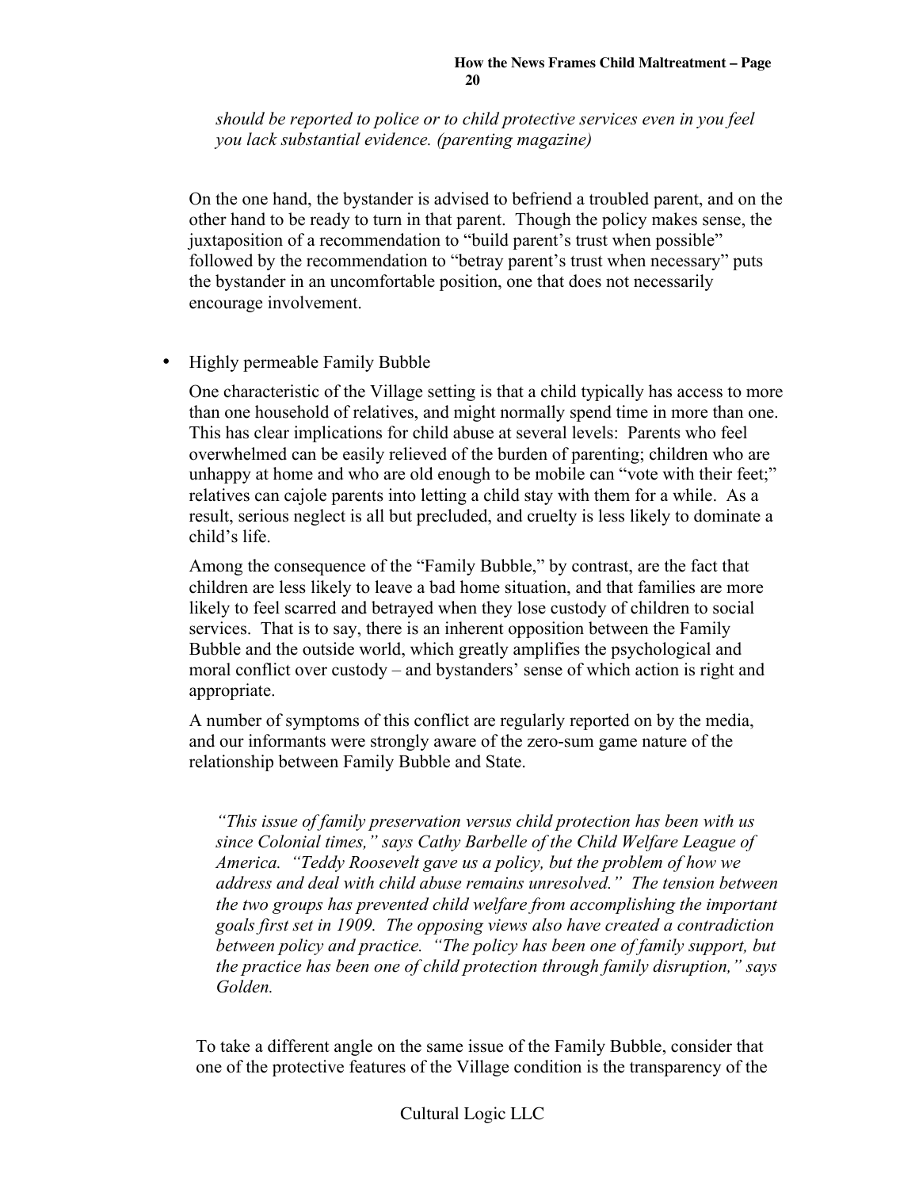*should be reported to police or to child protective services even in you feel you lack substantial evidence. (parenting magazine)*

On the one hand, the bystander is advised to befriend a troubled parent, and on the other hand to be ready to turn in that parent. Though the policy makes sense, the juxtaposition of a recommendation to "build parent's trust when possible" followed by the recommendation to "betray parent's trust when necessary" puts the bystander in an uncomfortable position, one that does not necessarily encourage involvement.

- Highly permeable Family Bubble

  One characteristic of the Village setting is that a child typically has access to more than one household of relatives, and might normally spend time in more than one. This has clear implications for child abuse at several levels: Parents who feel overwhelmed can be easily relieved of the burden of parenting; children who are unhappy at home and who are old enough to be mobile can "vote with their feet;" relatives can cajole parents into letting a child stay with them for a while. As a result, serious neglect is all but precluded, and cruelty is less likely to dominate a child's life.

  Among the consequence of the "Family Bubble," by contrast, are the fact that children are less likely to leave a bad home situation, and that families are more likely to feel scarred and betrayed when they lose custody of children to social services. That is to say, there is an inherent opposition between the Family Bubble and the outside world, which greatly amplifies the psychological and moral conflict over custody – and bystanders' sense of which action is right and appropriate.

  A number of symptoms of this conflict are regularly reported on by the media, and our informants were strongly aware of the zero-sum game nature of the relationship between Family Bubble and State.

> *"This issue of family preservation versus child protection has been with us since Colonial times," says Cathy Barbelle of the Child Welfare League of America. "Teddy Roosevelt gave us a policy, but the problem of how we address and deal with child abuse remains unresolved." The tension between the two groups has prevented child welfare from accomplishing the important goals first set in 1909. The opposing views also have created a contradiction between policy and practice. "The policy has been one of family support, but the practice has been one of child protection through family disruption," says Golden.*

To take a different angle on the same issue of the Family Bubble, consider that one of the protective features of the Village condition is the transparency of the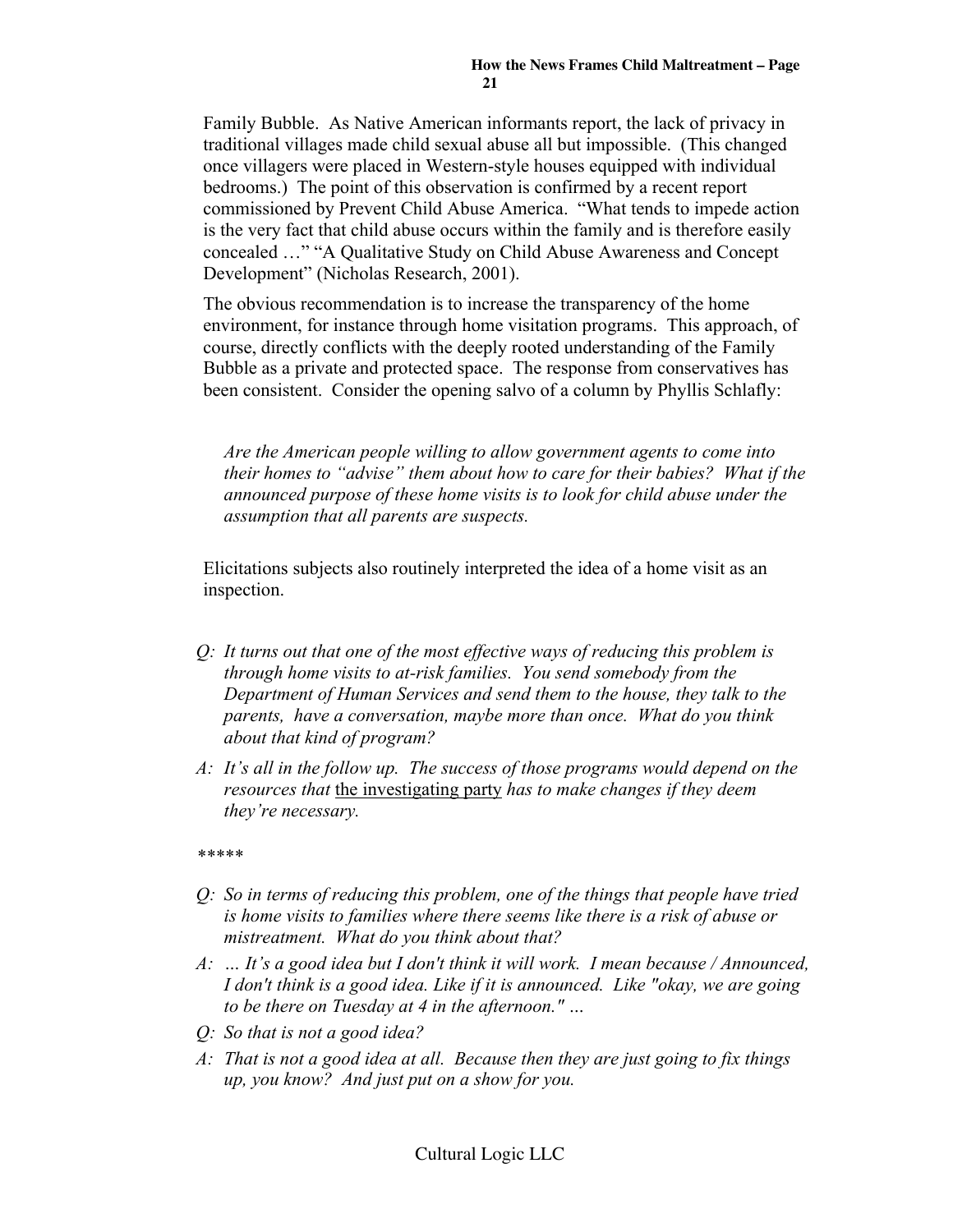Family Bubble. As Native American informants report, the lack of privacy in traditional villages made child sexual abuse all but impossible. (This changed once villagers were placed in Western-style houses equipped with individual bedrooms.) The point of this observation is confirmed by a recent report commissioned by Prevent Child Abuse America. "What tends to impede action is the very fact that child abuse occurs within the family and is therefore easily concealed …" "A Qualitative Study on Child Abuse Awareness and Concept Development" (Nicholas Research, 2001).

The obvious recommendation is to increase the transparency of the home environment, for instance through home visitation programs. This approach, of course, directly conflicts with the deeply rooted understanding of the Family Bubble as a private and protected space. The response from conservatives has been consistent. Consider the opening salvo of a column by Phyllis Schlafly:

> *Are the American people willing to allow government agents to come into their homes to "advise" them about how to care for their babies? What if the announced purpose of these home visits is to look for child abuse under the assumption that all parents are suspects.*

Elicitations subjects also routinely interpreted the idea of a home visit as an inspection.

*Q: It turns out that one of the most effective ways of reducing this problem is through home visits to at-risk families. You send somebody from the Department of Human Services and send them to the house, they talk to the parents, have a conversation, maybe more than once. What do you think about that kind of program?*

*A: It's all in the follow up. The success of those programs would depend on the resources that* <u>the investigating party</u> *has to make changes if they deem they're necessary.*

*****

*Q: So in terms of reducing this problem, one of the things that people have tried is home visits to families where there seems like there is a risk of abuse or mistreatment. What do you think about that?*

*A: … It's a good idea but I don't think it will work. I mean because / Announced, I don't think is a good idea. Like if it is announced. Like "okay, we are going to be there on Tuesday at 4 in the afternoon." …*

*Q: So that is not a good idea?*

*A: That is not a good idea at all. Because then they are just going to fix things up, you know? And just put on a show for you.*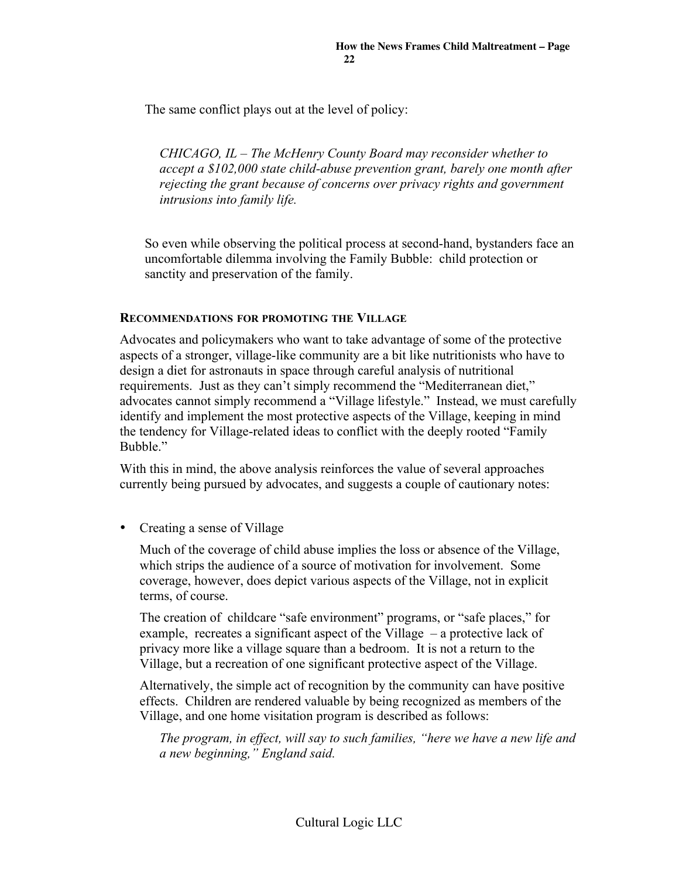The same conflict plays out at the level of policy:

> *CHICAGO, IL – The McHenry County Board may reconsider whether to accept a $102,000 state child-abuse prevention grant, barely one month after rejecting the grant because of concerns over privacy rights and government intrusions into family life.*

So even while observing the political process at second-hand, bystanders face an uncomfortable dilemma involving the Family Bubble: child protection or sanctity and preservation of the family.

### RECOMMENDATIONS FOR PROMOTING THE VILLAGE

Advocates and policymakers who want to take advantage of some of the protective aspects of a stronger, village-like community are a bit like nutritionists who have to design a diet for astronauts in space through careful analysis of nutritional requirements. Just as they can't simply recommend the "Mediterranean diet," advocates cannot simply recommend a "Village lifestyle." Instead, we must carefully identify and implement the most protective aspects of the Village, keeping in mind the tendency for Village-related ideas to conflict with the deeply rooted "Family Bubble."

With this in mind, the above analysis reinforces the value of several approaches currently being pursued by advocates, and suggests a couple of cautionary notes:

- Creating a sense of Village

  Much of the coverage of child abuse implies the loss or absence of the Village, which strips the audience of a source of motivation for involvement. Some coverage, however, does depict various aspects of the Village, not in explicit terms, of course.

  The creation of childcare "safe environment" programs, or "safe places," for example, recreates a significant aspect of the Village – a protective lack of privacy more like a village square than a bedroom. It is not a return to the Village, but a recreation of one significant protective aspect of the Village.

  Alternatively, the simple act of recognition by the community can have positive effects. Children are rendered valuable by being recognized as members of the Village, and one home visitation program is described as follows:

  > *The program, in effect, will say to such families, "here we have a new life and a new beginning," England said.*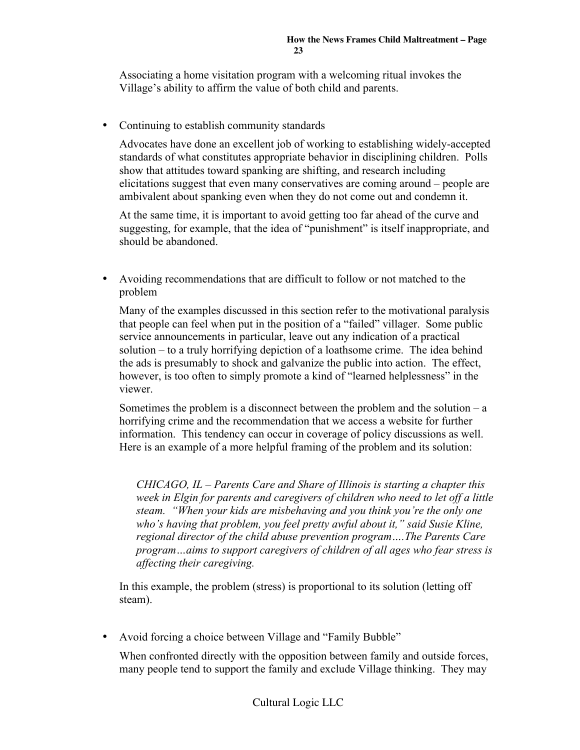Associating a home visitation program with a welcoming ritual invokes the Village's ability to affirm the value of both child and parents.

- Continuing to establish community standards

  Advocates have done an excellent job of working to establishing widely-accepted standards of what constitutes appropriate behavior in disciplining children. Polls show that attitudes toward spanking are shifting, and research including elicitations suggest that even many conservatives are coming around – people are ambivalent about spanking even when they do not come out and condemn it.

  At the same time, it is important to avoid getting too far ahead of the curve and suggesting, for example, that the idea of "punishment" is itself inappropriate, and should be abandoned.

- Avoiding recommendations that are difficult to follow or not matched to the problem

  Many of the examples discussed in this section refer to the motivational paralysis that people can feel when put in the position of a "failed" villager. Some public service announcements in particular, leave out any indication of a practical solution – to a truly horrifying depiction of a loathsome crime. The idea behind the ads is presumably to shock and galvanize the public into action. The effect, however, is too often to simply promote a kind of "learned helplessness" in the viewer.

  Sometimes the problem is a disconnect between the problem and the solution – a horrifying crime and the recommendation that we access a website for further information. This tendency can occur in coverage of policy discussions as well. Here is an example of a more helpful framing of the problem and its solution:

  > *CHICAGO, IL – Parents Care and Share of Illinois is starting a chapter this week in Elgin for parents and caregivers of children who need to let off a little steam. "When your kids are misbehaving and you think you're the only one who's having that problem, you feel pretty awful about it," said Susie Kline, regional director of the child abuse prevention program….The Parents Care program…aims to support caregivers of children of all ages who fear stress is affecting their caregiving.*

  In this example, the problem (stress) is proportional to its solution (letting off steam).

- Avoid forcing a choice between Village and "Family Bubble"

  When confronted directly with the opposition between family and outside forces, many people tend to support the family and exclude Village thinking. They may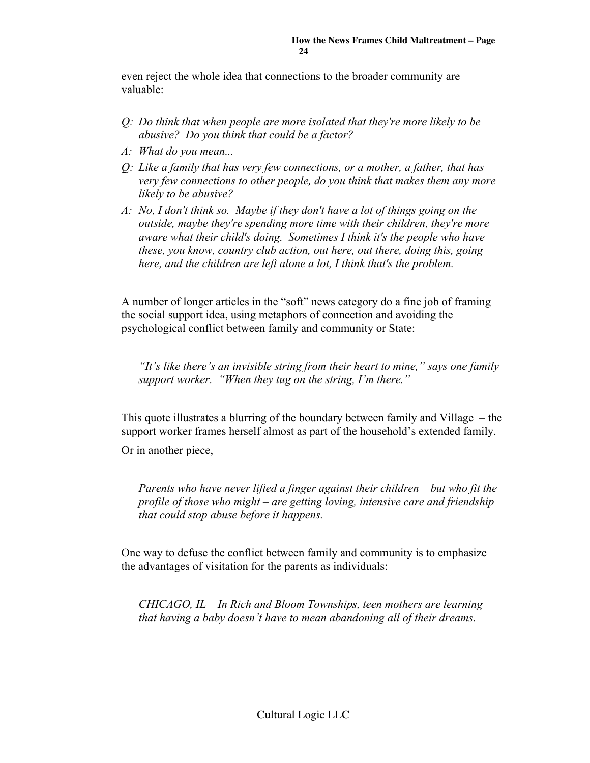even reject the whole idea that connections to the broader community are valuable:

> *Q: Do think that when people are more isolated that they're more likely to be abusive? Do you think that could be a factor?*
>
> *A: What do you mean...*
>
> *Q: Like a family that has very few connections, or a mother, a father, that has very few connections to other people, do you think that makes them any more likely to be abusive?*
>
> *A: No, I don't think so. Maybe if they don't have a lot of things going on the outside, maybe they're spending more time with their children, they're more aware what their child's doing. Sometimes I think it's the people who have these, you know, country club action, out here, out there, doing this, going here, and the children are left alone a lot, I think that's the problem.*

A number of longer articles in the "soft" news category do a fine job of framing the social support idea, using metaphors of connection and avoiding the psychological conflict between family and community or State:

> *"It's like there's an invisible string from their heart to mine," says one family support worker. "When they tug on the string, I'm there."*

This quote illustrates a blurring of the boundary between family and Village – the support worker frames herself almost as part of the household's extended family.

Or in another piece,

> *Parents who have never lifted a finger against their children – but who fit the profile of those who might – are getting loving, intensive care and friendship that could stop abuse before it happens.*

One way to defuse the conflict between family and community is to emphasize the advantages of visitation for the parents as individuals:

> *CHICAGO, IL – In Rich and Bloom Townships, teen mothers are learning that having a baby doesn't have to mean abandoning all of their dreams.*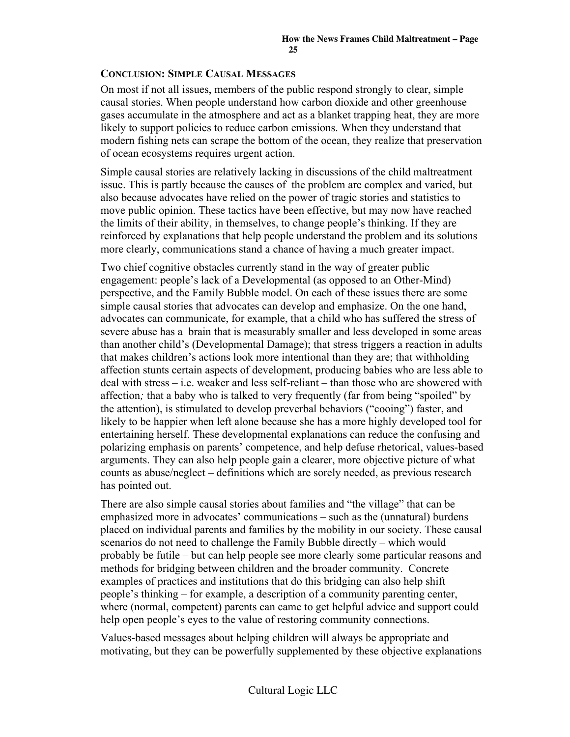## CONCLUSION: SIMPLE CAUSAL MESSAGES

On most if not all issues, members of the public respond strongly to clear, simple causal stories. When people understand how carbon dioxide and other greenhouse gases accumulate in the atmosphere and act as a blanket trapping heat, they are more likely to support policies to reduce carbon emissions. When they understand that modern fishing nets can scrape the bottom of the ocean, they realize that preservation of ocean ecosystems requires urgent action.

Simple causal stories are relatively lacking in discussions of the child maltreatment issue. This is partly because the causes of the problem are complex and varied, but also because advocates have relied on the power of tragic stories and statistics to move public opinion. These tactics have been effective, but may now have reached the limits of their ability, in themselves, to change people's thinking. If they are reinforced by explanations that help people understand the problem and its solutions more clearly, communications stand a chance of having a much greater impact.

Two chief cognitive obstacles currently stand in the way of greater public engagement: people's lack of a Developmental (as opposed to an Other-Mind) perspective, and the Family Bubble model. On each of these issues there are some simple causal stories that advocates can develop and emphasize. On the one hand, advocates can communicate, for example, that a child who has suffered the stress of severe abuse has a brain that is measurably smaller and less developed in some areas than another child's (Developmental Damage); that stress triggers a reaction in adults that makes children's actions look more intentional than they are; that withholding affection stunts certain aspects of development, producing babies who are less able to deal with stress – i.e. weaker and less self-reliant – than those who are showered with affection*;* that a baby who is talked to very frequently (far from being "spoiled" by the attention), is stimulated to develop preverbal behaviors ("cooing") faster, and likely to be happier when left alone because she has a more highly developed tool for entertaining herself. These developmental explanations can reduce the confusing and polarizing emphasis on parents' competence, and help defuse rhetorical, values-based arguments. They can also help people gain a clearer, more objective picture of what counts as abuse/neglect – definitions which are sorely needed, as previous research has pointed out.

There are also simple causal stories about families and "the village" that can be emphasized more in advocates' communications – such as the (unnatural) burdens placed on individual parents and families by the mobility in our society. These causal scenarios do not need to challenge the Family Bubble directly – which would probably be futile – but can help people see more clearly some particular reasons and methods for bridging between children and the broader community. Concrete examples of practices and institutions that do this bridging can also help shift people's thinking – for example, a description of a community parenting center, where (normal, competent) parents can came to get helpful advice and support could help open people's eyes to the value of restoring community connections.

Values-based messages about helping children will always be appropriate and motivating, but they can be powerfully supplemented by these objective explanations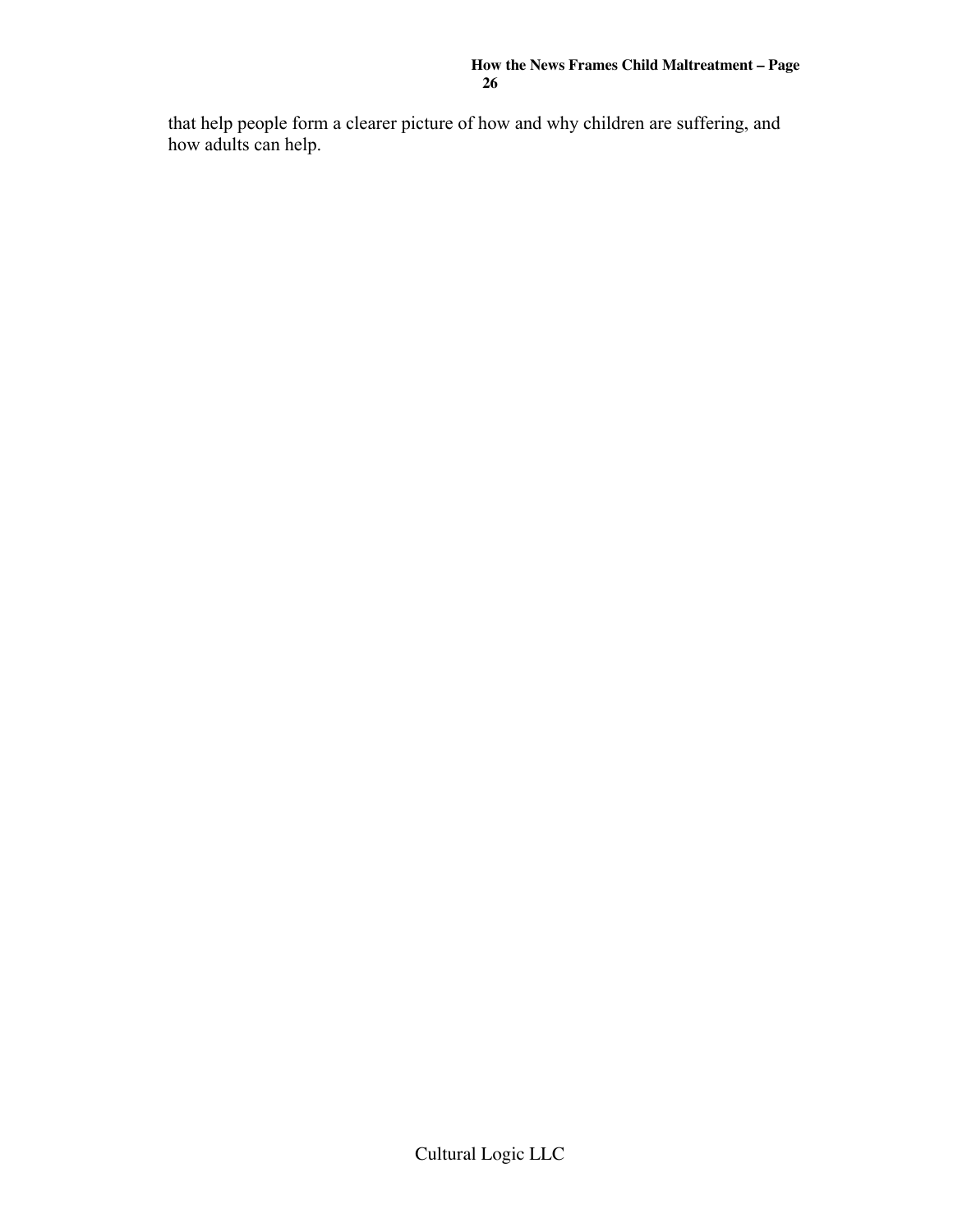that help people form a clearer picture of how and why children are suffering, and how adults can help.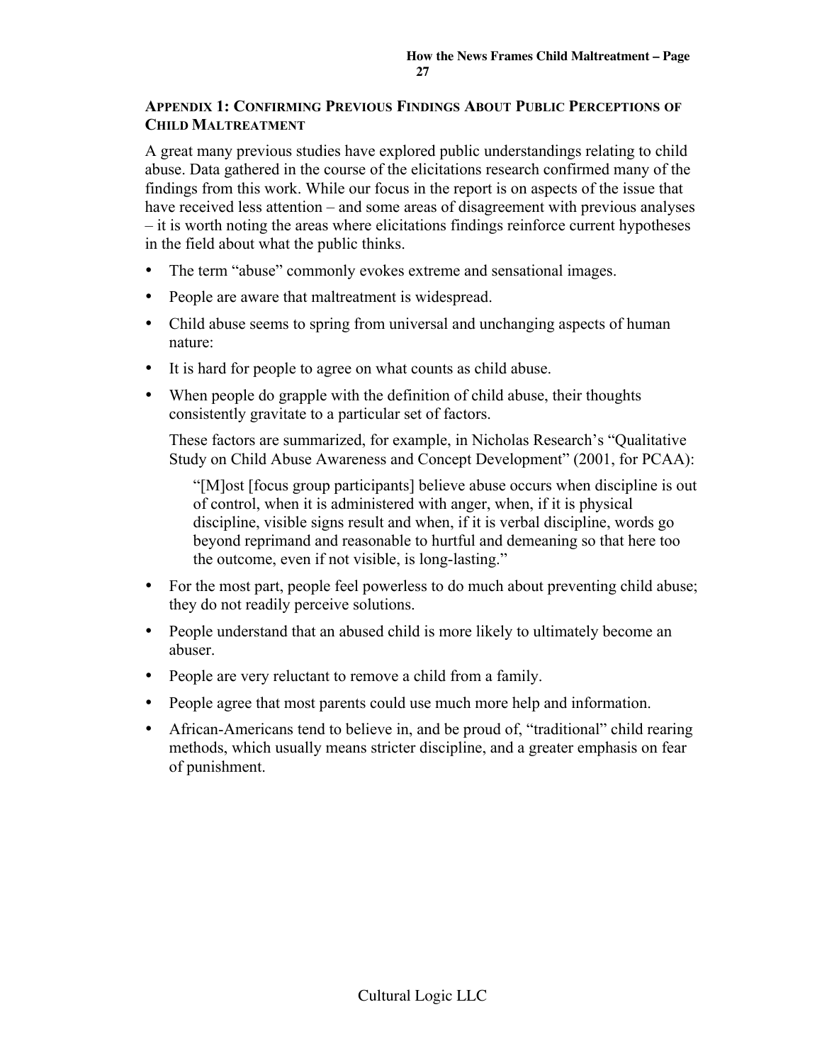## APPENDIX 1: CONFIRMING PREVIOUS FINDINGS ABOUT PUBLIC PERCEPTIONS OF CHILD MALTREATMENT

A great many previous studies have explored public understandings relating to child abuse. Data gathered in the course of the elicitations research confirmed many of the findings from this work. While our focus in the report is on aspects of the issue that have received less attention – and some areas of disagreement with previous analyses – it is worth noting the areas where elicitations findings reinforce current hypotheses in the field about what the public thinks.

- The term "abuse" commonly evokes extreme and sensational images.
- People are aware that maltreatment is widespread.
- Child abuse seems to spring from universal and unchanging aspects of human nature:
- It is hard for people to agree on what counts as child abuse.
- When people do grapple with the definition of child abuse, their thoughts consistently gravitate to a particular set of factors.

  These factors are summarized, for example, in Nicholas Research's "Qualitative Study on Child Abuse Awareness and Concept Development" (2001, for PCAA):

  > "[M]ost [focus group participants] believe abuse occurs when discipline is out of control, when it is administered with anger, when, if it is physical discipline, visible signs result and when, if it is verbal discipline, words go beyond reprimand and reasonable to hurtful and demeaning so that here too the outcome, even if not visible, is long-lasting."

- For the most part, people feel powerless to do much about preventing child abuse; they do not readily perceive solutions.
- People understand that an abused child is more likely to ultimately become an abuser.
- People are very reluctant to remove a child from a family.
- People agree that most parents could use much more help and information.
- African-Americans tend to believe in, and be proud of, "traditional" child rearing methods, which usually means stricter discipline, and a greater emphasis on fear of punishment.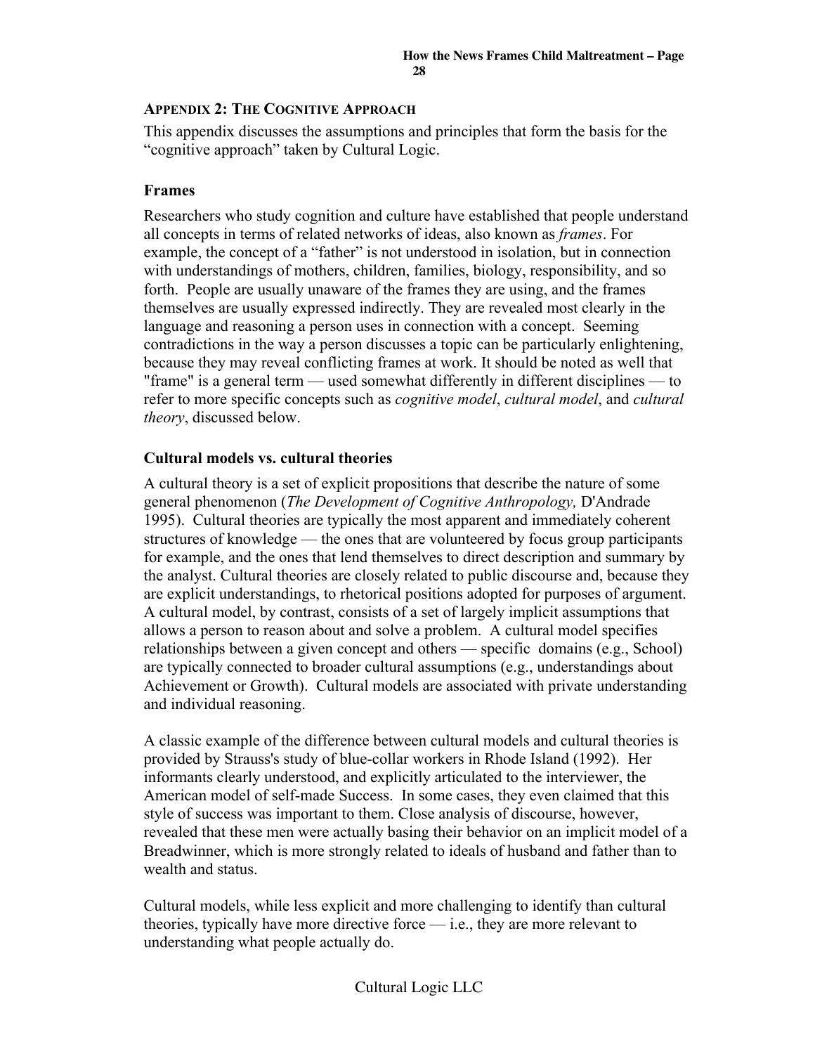## APPENDIX 2: THE COGNITIVE APPROACH

This appendix discusses the assumptions and principles that form the basis for the "cognitive approach" taken by Cultural Logic.

### Frames

Researchers who study cognition and culture have established that people understand all concepts in terms of related networks of ideas, also known as *frames*. For example, the concept of a "father" is not understood in isolation, but in connection with understandings of mothers, children, families, biology, responsibility, and so forth. People are usually unaware of the frames they are using, and the frames themselves are usually expressed indirectly. They are revealed most clearly in the language and reasoning a person uses in connection with a concept. Seeming contradictions in the way a person discusses a topic can be particularly enlightening, because they may reveal conflicting frames at work. It should be noted as well that "frame" is a general term — used somewhat differently in different disciplines — to refer to more specific concepts such as *cognitive model*, *cultural model*, and *cultural theory*, discussed below.

### Cultural models vs. cultural theories

A cultural theory is a set of explicit propositions that describe the nature of some general phenomenon (*The Development of Cognitive Anthropology,* D'Andrade 1995). Cultural theories are typically the most apparent and immediately coherent structures of knowledge — the ones that are volunteered by focus group participants for example, and the ones that lend themselves to direct description and summary by the analyst. Cultural theories are closely related to public discourse and, because they are explicit understandings, to rhetorical positions adopted for purposes of argument. A cultural model, by contrast, consists of a set of largely implicit assumptions that allows a person to reason about and solve a problem. A cultural model specifies relationships between a given concept and others — specific domains (e.g., School) are typically connected to broader cultural assumptions (e.g., understandings about Achievement or Growth). Cultural models are associated with private understanding and individual reasoning.

A classic example of the difference between cultural models and cultural theories is provided by Strauss's study of blue-collar workers in Rhode Island (1992). Her informants clearly understood, and explicitly articulated to the interviewer, the American model of self-made Success. In some cases, they even claimed that this style of success was important to them. Close analysis of discourse, however, revealed that these men were actually basing their behavior on an implicit model of a Breadwinner, which is more strongly related to ideals of husband and father than to wealth and status.

Cultural models, while less explicit and more challenging to identify than cultural theories, typically have more directive force — i.e., they are more relevant to understanding what people actually do.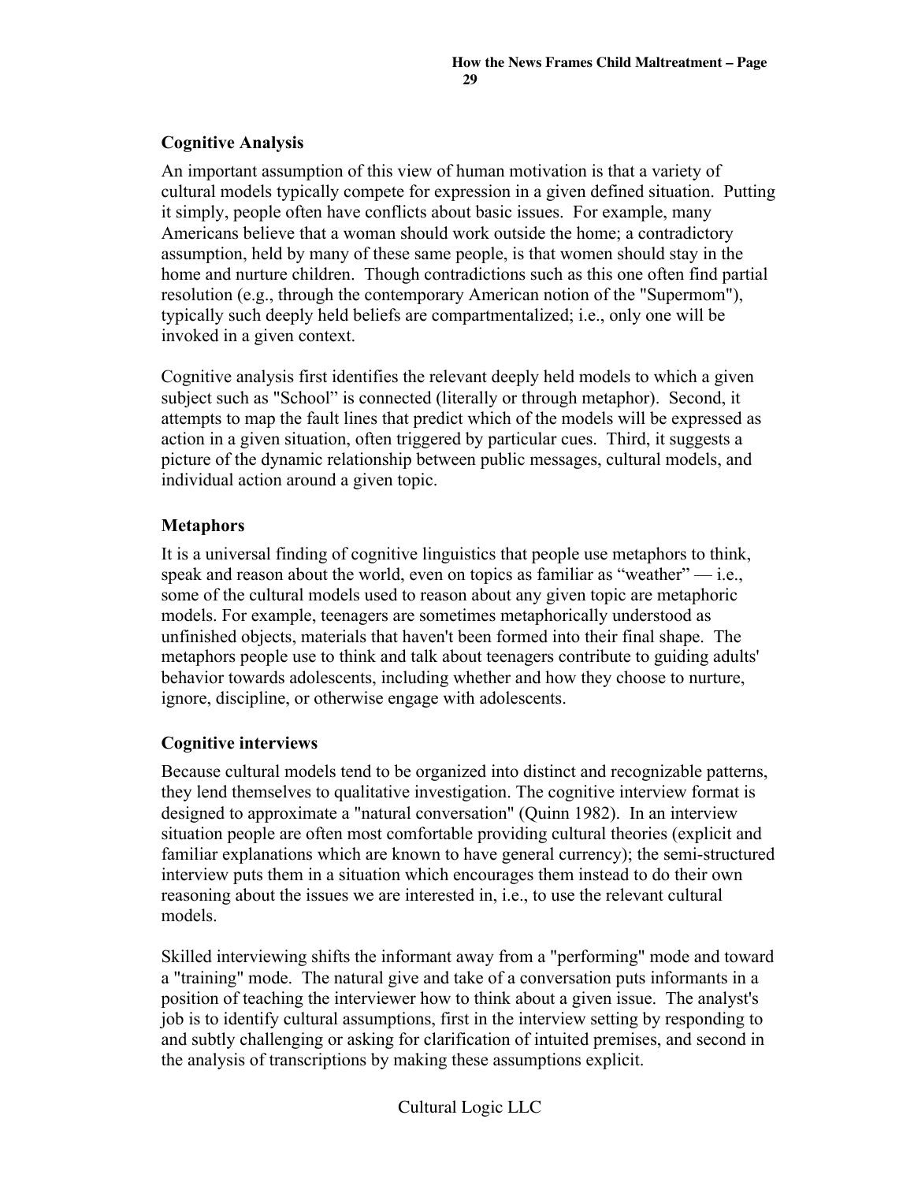## Cognitive Analysis

An important assumption of this view of human motivation is that a variety of cultural models typically compete for expression in a given defined situation. Putting it simply, people often have conflicts about basic issues. For example, many Americans believe that a woman should work outside the home; a contradictory assumption, held by many of these same people, is that women should stay in the home and nurture children. Though contradictions such as this one often find partial resolution (e.g., through the contemporary American notion of the "Supermom"), typically such deeply held beliefs are compartmentalized; i.e., only one will be invoked in a given context.

Cognitive analysis first identifies the relevant deeply held models to which a given subject such as "School" is connected (literally or through metaphor). Second, it attempts to map the fault lines that predict which of the models will be expressed as action in a given situation, often triggered by particular cues. Third, it suggests a picture of the dynamic relationship between public messages, cultural models, and individual action around a given topic.

## Metaphors

It is a universal finding of cognitive linguistics that people use metaphors to think, speak and reason about the world, even on topics as familiar as "weather" — i.e., some of the cultural models used to reason about any given topic are metaphoric models. For example, teenagers are sometimes metaphorically understood as unfinished objects, materials that haven't been formed into their final shape. The metaphors people use to think and talk about teenagers contribute to guiding adults' behavior towards adolescents, including whether and how they choose to nurture, ignore, discipline, or otherwise engage with adolescents.

## Cognitive interviews

Because cultural models tend to be organized into distinct and recognizable patterns, they lend themselves to qualitative investigation. The cognitive interview format is designed to approximate a "natural conversation" (Quinn 1982). In an interview situation people are often most comfortable providing cultural theories (explicit and familiar explanations which are known to have general currency); the semi-structured interview puts them in a situation which encourages them instead to do their own reasoning about the issues we are interested in, i.e., to use the relevant cultural models.

Skilled interviewing shifts the informant away from a "performing" mode and toward a "training" mode. The natural give and take of a conversation puts informants in a position of teaching the interviewer how to think about a given issue. The analyst's job is to identify cultural assumptions, first in the interview setting by responding to and subtly challenging or asking for clarification of intuited premises, and second in the analysis of transcriptions by making these assumptions explicit.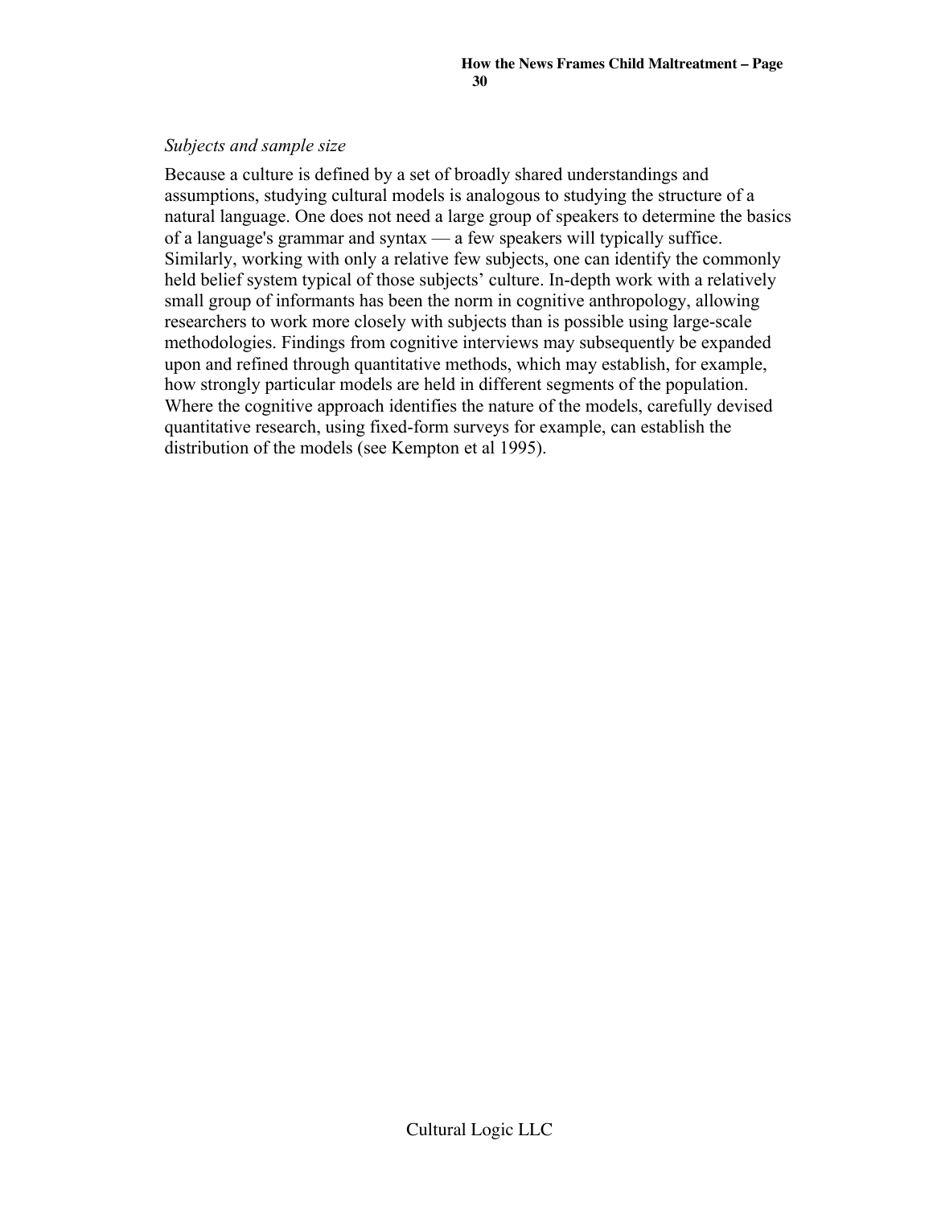*Subjects and sample size*

Because a culture is defined by a set of broadly shared understandings and assumptions, studying cultural models is analogous to studying the structure of a natural language. One does not need a large group of speakers to determine the basics of a language's grammar and syntax — a few speakers will typically suffice. Similarly, working with only a relative few subjects, one can identify the commonly held belief system typical of those subjects' culture. In-depth work with a relatively small group of informants has been the norm in cognitive anthropology, allowing researchers to work more closely with subjects than is possible using large-scale methodologies. Findings from cognitive interviews may subsequently be expanded upon and refined through quantitative methods, which may establish, for example, how strongly particular models are held in different segments of the population. Where the cognitive approach identifies the nature of the models, carefully devised quantitative research, using fixed-form surveys for example, can establish the distribution of the models (see Kempton et al 1995).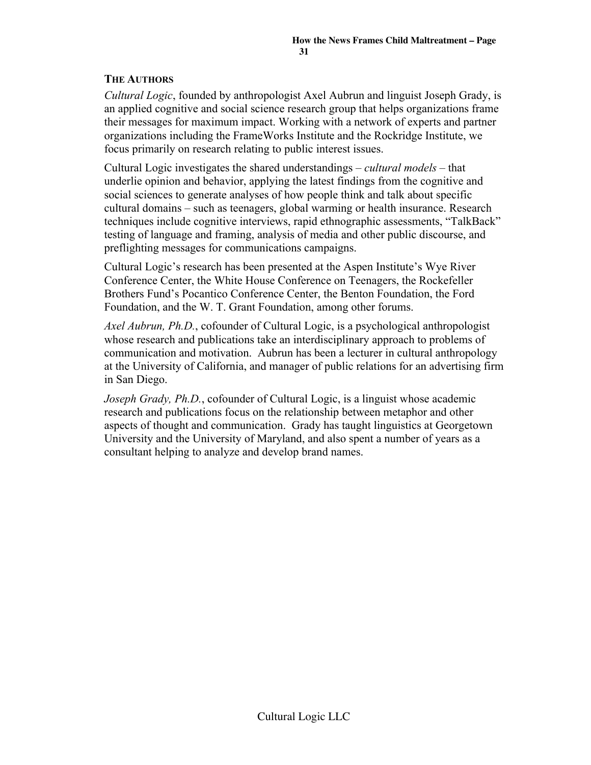## THE AUTHORS

*Cultural Logic*, founded by anthropologist Axel Aubrun and linguist Joseph Grady, is an applied cognitive and social science research group that helps organizations frame their messages for maximum impact. Working with a network of experts and partner organizations including the FrameWorks Institute and the Rockridge Institute, we focus primarily on research relating to public interest issues.

Cultural Logic investigates the shared understandings – *cultural models* – that underlie opinion and behavior, applying the latest findings from the cognitive and social sciences to generate analyses of how people think and talk about specific cultural domains – such as teenagers, global warming or health insurance. Research techniques include cognitive interviews, rapid ethnographic assessments, "TalkBack" testing of language and framing, analysis of media and other public discourse, and preflighting messages for communications campaigns.

Cultural Logic's research has been presented at the Aspen Institute's Wye River Conference Center, the White House Conference on Teenagers, the Rockefeller Brothers Fund's Pocantico Conference Center, the Benton Foundation, the Ford Foundation, and the W. T. Grant Foundation, among other forums.

*Axel Aubrun, Ph.D.*, cofounder of Cultural Logic, is a psychological anthropologist whose research and publications take an interdisciplinary approach to problems of communication and motivation. Aubrun has been a lecturer in cultural anthropology at the University of California, and manager of public relations for an advertising firm in San Diego.

*Joseph Grady, Ph.D.*, cofounder of Cultural Logic, is a linguist whose academic research and publications focus on the relationship between metaphor and other aspects of thought and communication. Grady has taught linguistics at Georgetown University and the University of Maryland, and also spent a number of years as a consultant helping to analyze and develop brand names.